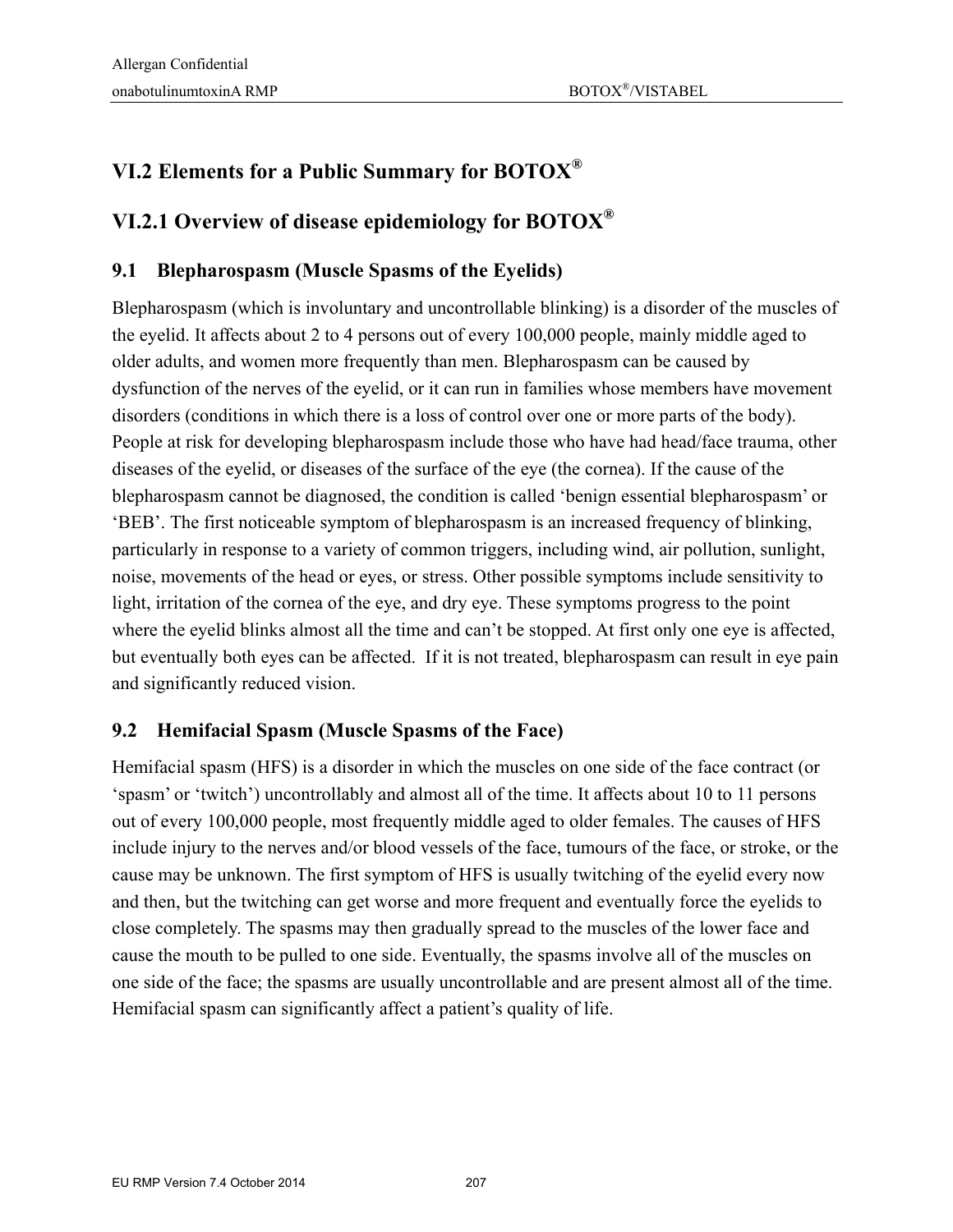## VI.2 Elements for a Public Summary for BOTOX®

## VI.2.1 Overview of disease epidemiology for BOTOX®

### 9.1 Blepharospasm (Muscle Spasms of the Eyelids)

Blepharospasm (which is involuntary and uncontrollable blinking) is a disorder of the muscles of the eyelid. It affects about 2 to 4 persons out of every 100,000 people, mainly middle aged to older adults, and women more frequently than men. Blepharospasm can be caused by dysfunction of the nerves of the eyelid, or it can run in families whose members have movement disorders (conditions in which there is a loss of control over one or more parts of the body). People at risk for developing blepharospasm include those who have had head/face trauma, other diseases of the eyelid, or diseases of the surface of the eye (the cornea). If the cause of the blepharospasm cannot be diagnosed, the condition is called 'benign essential blepharospasm' or 'BEB'. The first noticeable symptom of blepharospasm is an increased frequency of blinking, particularly in response to a variety of common triggers, including wind, air pollution, sunlight, noise, movements of the head or eyes, or stress. Other possible symptoms include sensitivity to light, irritation of the cornea of the eye, and dry eye. These symptoms progress to the point where the eyelid blinks almost all the time and can't be stopped. At first only one eye is affected, but eventually both eyes can be affected. If it is not treated, blepharospasm can result in eye pain and significantly reduced vision.

### 9.2 Hemifacial Spasm (Muscle Spasms of the Face)

Hemifacial spasm (HFS) is a disorder in which the muscles on one side of the face contract (or 'spasm' or 'twitch') uncontrollably and almost all of the time. It affects about 10 to 11 persons out of every 100,000 people, most frequently middle aged to older females. The causes of HFS include injury to the nerves and/or blood vessels of the face, tumours of the face, or stroke, or the cause may be unknown. The first symptom of HFS is usually twitching of the eyelid every now and then, but the twitching can get worse and more frequent and eventually force the eyelids to close completely. The spasms may then gradually spread to the muscles of the lower face and cause the mouth to be pulled to one side. Eventually, the spasms involve all of the muscles on one side of the face; the spasms are usually uncontrollable and are present almost all of the time. Hemifacial spasm can significantly affect a patient's quality of life.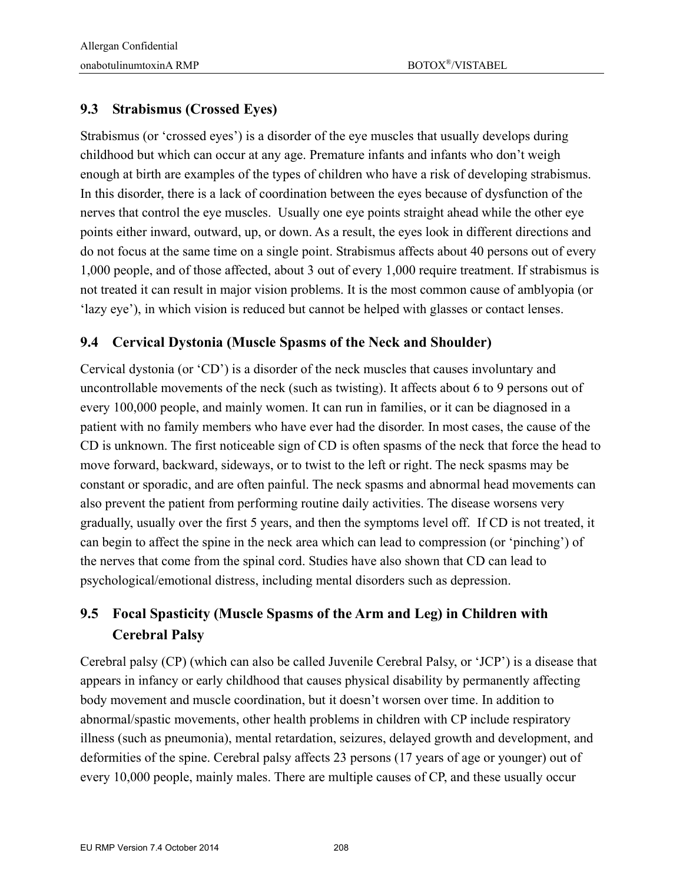## 9.3 Strabismus (Crossed Eyes)

Strabismus (or 'crossed eyes') is a disorder of the eye muscles that usually develops during childhood but which can occur at any age. Premature infants and infants who don't weigh enough at birth are examples of the types of children who have a risk of developing strabismus. In this disorder, there is a lack of coordination between the eyes because of dysfunction of the nerves that control the eye muscles. Usually one eye points straight ahead while the other eye points either inward, outward, up, or down. As a result, the eyes look in different directions and do not focus at the same time on a single point. Strabismus affects about 40 persons out of every 1,000 people, and of those affected, about 3 out of every 1,000 require treatment. If strabismus is not treated it can result in major vision problems. It is the most common cause of amblyopia (or 'lazy eye'), in which vision is reduced but cannot be helped with glasses or contact lenses.

## 9.4 Cervical Dystonia (Muscle Spasms of the Neck and Shoulder)

Cervical dystonia (or 'CD') is a disorder of the neck muscles that causes involuntary and uncontrollable movements of the neck (such as twisting). It affects about 6 to 9 persons out of every 100,000 people, and mainly women. It can run in families, or it can be diagnosed in a patient with no family members who have ever had the disorder. In most cases, the cause of the CD is unknown. The first noticeable sign of CD is often spasms of the neck that force the head to move forward, backward, sideways, or to twist to the left or right. The neck spasms may be constant or sporadic, and are often painful. The neck spasms and abnormal head movements can also prevent the patient from performing routine daily activities. The disease worsens very gradually, usually over the first 5 years, and then the symptoms level off. If CD is not treated, it can begin to affect the spine in the neck area which can lead to compression (or 'pinching') of the nerves that come from the spinal cord. Studies have also shown that CD can lead to psychological/emotional distress, including mental disorders such as depression.

## 9.5 Focal Spasticity (Muscle Spasms of the Arm and Leg) in Children with Cerebral Palsy

Cerebral palsy (CP) (which can also be called Juvenile Cerebral Palsy, or 'JCP') is a disease that appears in infancy or early childhood that causes physical disability by permanently affecting body movement and muscle coordination, but it doesn't worsen over time. In addition to abnormal/spastic movements, other health problems in children with CP include respiratory illness (such as pneumonia), mental retardation, seizures, delayed growth and development, and deformities of the spine. Cerebral palsy affects 23 persons (17 years of age or younger) out of every 10,000 people, mainly males. There are multiple causes of CP, and these usually occur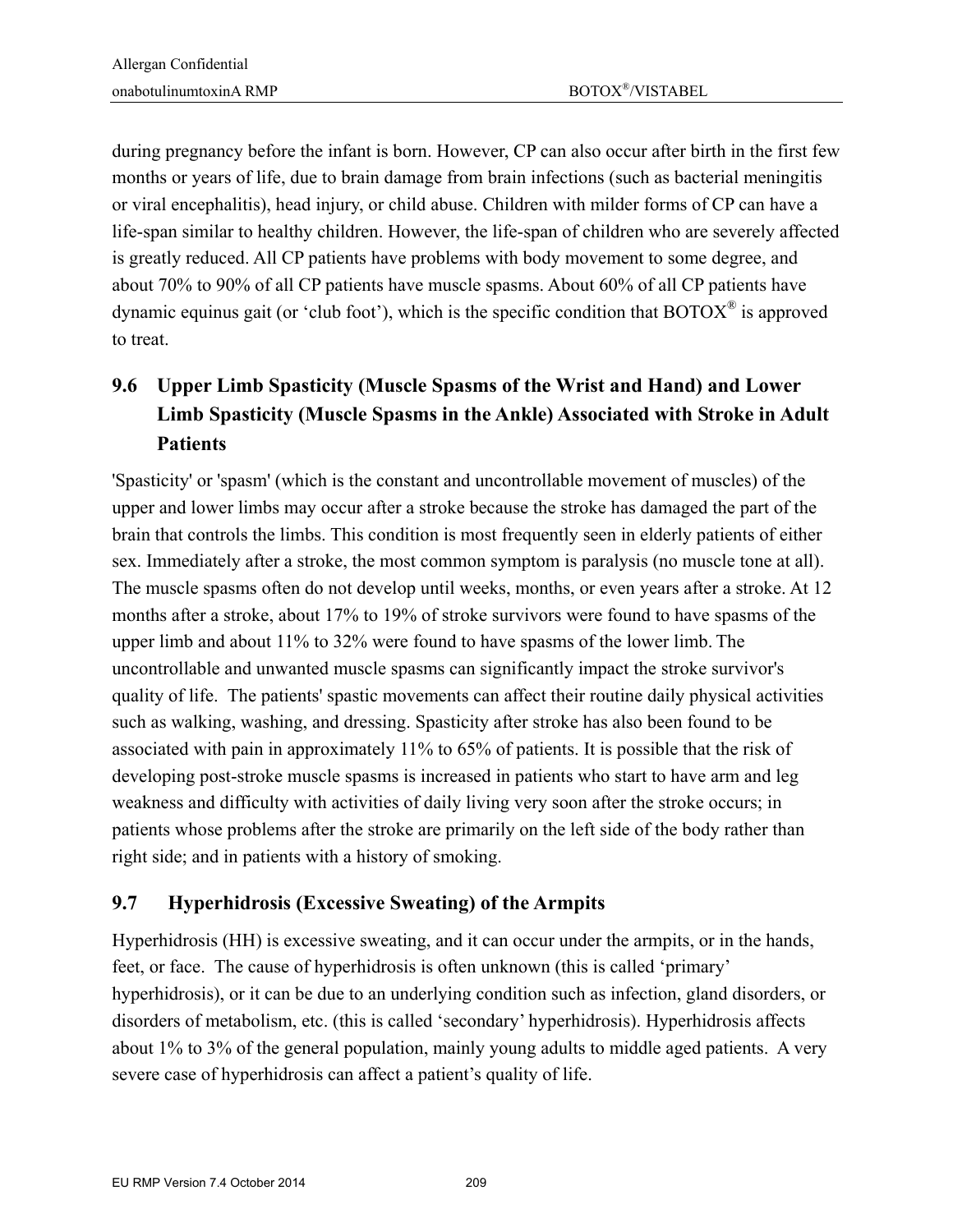during pregnancy before the infant is born. However, CP can also occur after birth in the first few months or years of life, due to brain damage from brain infections (such as bacterial meningitis or viral encephalitis), head injury, or child abuse. Children with milder forms of CP can have a life-span similar to healthy children. However, the life-span of children who are severely affected is greatly reduced. All CP patients have problems with body movement to some degree, and about 70% to 90% of all CP patients have muscle spasms. About 60% of all CP patients have dynamic equinus gait (or 'club foot'), which is the specific condition that BOTOX® is approved to treat.

## 9.6 Upper Limb Spasticity (Muscle Spasms of the Wrist and Hand) and Lower Limb Spasticity (Muscle Spasms in the Ankle) Associated with Stroke in Adult Patients

'Spasticity' or 'spasm' (which is the constant and uncontrollable movement of muscles) of the upper and lower limbs may occur after a stroke because the stroke has damaged the part of the brain that controls the limbs. This condition is most frequently seen in elderly patients of either sex. Immediately after a stroke, the most common symptom is paralysis (no muscle tone at all). The muscle spasms often do not develop until weeks, months, or even years after a stroke. At 12 months after a stroke, about 17% to 19% of stroke survivors were found to have spasms of the upper limb and about 11% to 32% were found to have spasms of the lower limb. The uncontrollable and unwanted muscle spasms can significantly impact the stroke survivor's quality of life. The patients' spastic movements can affect their routine daily physical activities such as walking, washing, and dressing. Spasticity after stroke has also been found to be associated with pain in approximately 11% to 65% of patients. It is possible that the risk of developing post-stroke muscle spasms is increased in patients who start to have arm and leg weakness and difficulty with activities of daily living very soon after the stroke occurs; in patients whose problems after the stroke are primarily on the left side of the body rather than right side; and in patients with a history of smoking.

## 9.7 Hyperhidrosis (Excessive Sweating) of the Armpits

Hyperhidrosis (HH) is excessive sweating, and it can occur under the armpits, or in the hands, feet, or face. The cause of hyperhidrosis is often unknown (this is called 'primary' hyperhidrosis), or it can be due to an underlying condition such as infection, gland disorders, or disorders of metabolism, etc. (this is called 'secondary' hyperhidrosis). Hyperhidrosis affects about 1% to 3% of the general population, mainly young adults to middle aged patients. A very severe case of hyperhidrosis can affect a patient's quality of life.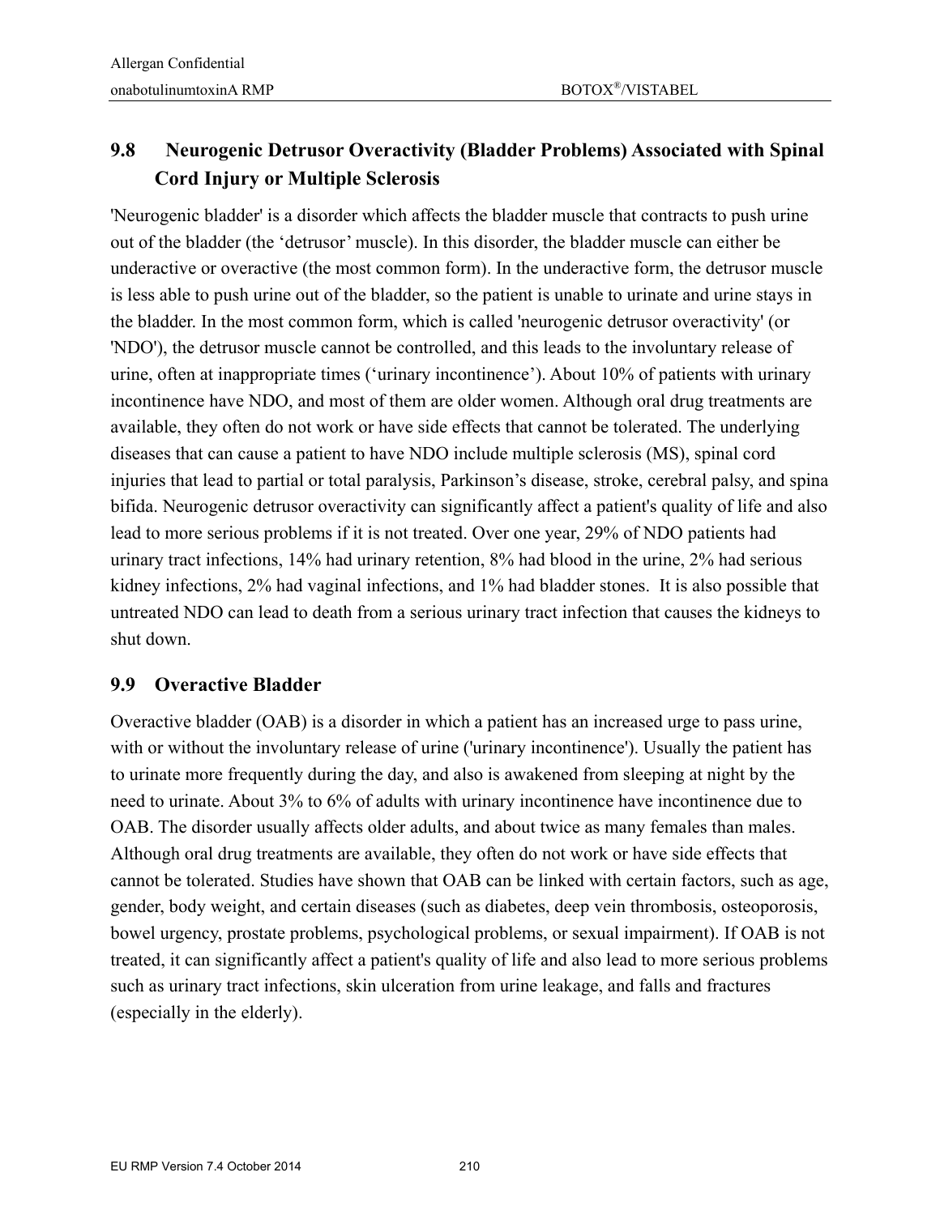## 9.8 Neurogenic Detrusor Overactivity (Bladder Problems) Associated with Spinal Cord Injury or Multiple Sclerosis

'Neurogenic bladder' is a disorder which affects the bladder muscle that contracts to push urine out of the bladder (the 'detrusor' muscle). In this disorder, the bladder muscle can either be underactive or overactive (the most common form). In the underactive form, the detrusor muscle is less able to push urine out of the bladder, so the patient is unable to urinate and urine stays in the bladder. In the most common form, which is called 'neurogenic detrusor overactivity' (or 'NDO'), the detrusor muscle cannot be controlled, and this leads to the involuntary release of urine, often at inappropriate times ('urinary incontinence'). About 10% of patients with urinary incontinence have NDO, and most of them are older women. Although oral drug treatments are available, they often do not work or have side effects that cannot be tolerated. The underlying diseases that can cause a patient to have NDO include multiple sclerosis (MS), spinal cord injuries that lead to partial or total paralysis, Parkinson's disease, stroke, cerebral palsy, and spina bifida. Neurogenic detrusor overactivity can significantly affect a patient's quality of life and also lead to more serious problems if it is not treated. Over one year, 29% of NDO patients had urinary tract infections, 14% had urinary retention, 8% had blood in the urine, 2% had serious kidney infections, 2% had vaginal infections, and 1% had bladder stones. It is also possible that untreated NDO can lead to death from a serious urinary tract infection that causes the kidneys to shut down.

## 9.9 Overactive Bladder

Overactive bladder (OAB) is a disorder in which a patient has an increased urge to pass urine, with or without the involuntary release of urine ('urinary incontinence'). Usually the patient has to urinate more frequently during the day, and also is awakened from sleeping at night by the need to urinate. About 3% to 6% of adults with urinary incontinence have incontinence due to OAB. The disorder usually affects older adults, and about twice as many females than males. Although oral drug treatments are available, they often do not work or have side effects that cannot be tolerated. Studies have shown that OAB can be linked with certain factors, such as age, gender, body weight, and certain diseases (such as diabetes, deep vein thrombosis, osteoporosis, bowel urgency, prostate problems, psychological problems, or sexual impairment). If OAB is not treated, it can significantly affect a patient's quality of life and also lead to more serious problems such as urinary tract infections, skin ulceration from urine leakage, and falls and fractures (especially in the elderly).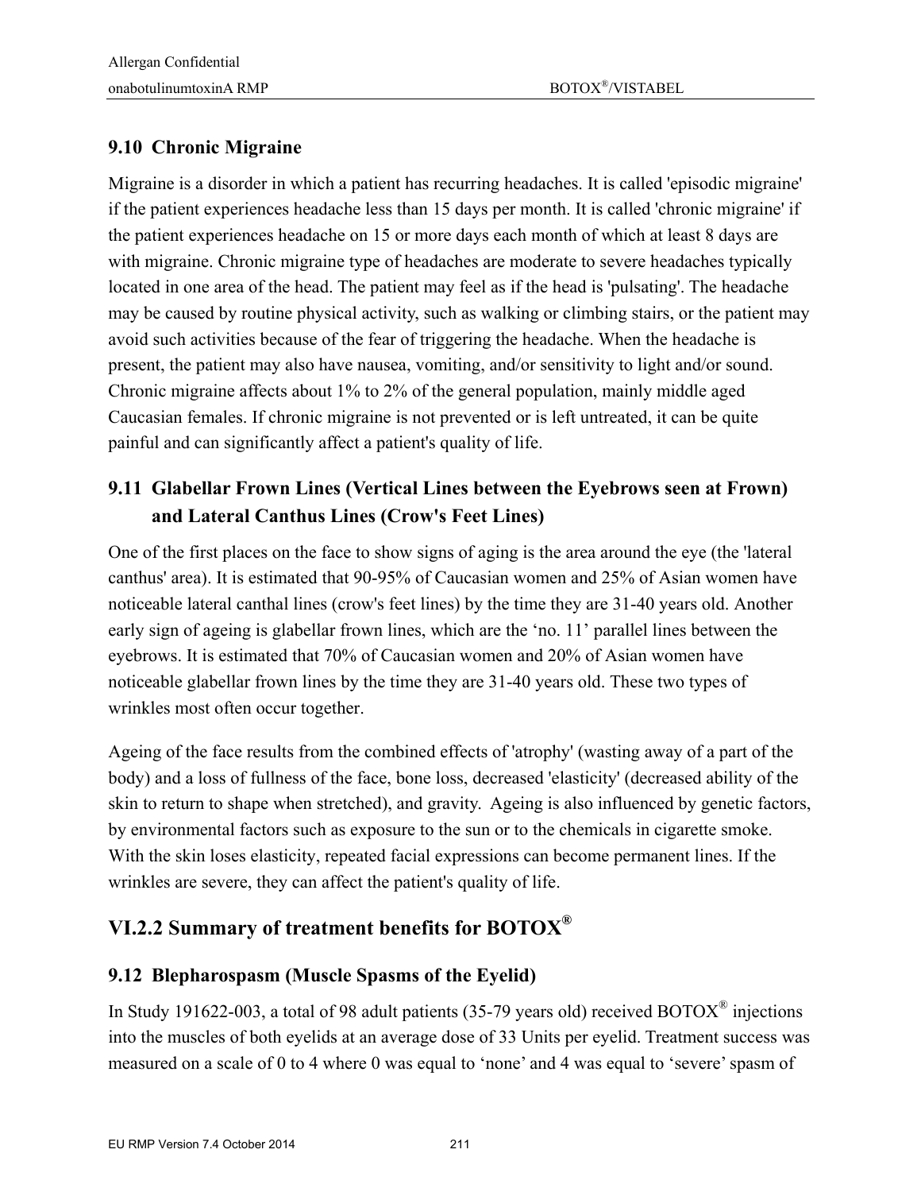## 9.10 Chronic Migraine

Migraine is a disorder in which a patient has recurring headaches. It is called 'episodic migraine' if the patient experiences headache less than 15 days per month. It is called 'chronic migraine' if the patient experiences headache on 15 or more days each month of which at least 8 days are with migraine. Chronic migraine type of headaches are moderate to severe headaches typically located in one area of the head. The patient may feel as if the head is 'pulsating'. The headache may be caused by routine physical activity, such as walking or climbing stairs, or the patient may avoid such activities because of the fear of triggering the headache. When the headache is present, the patient may also have nausea, vomiting, and/or sensitivity to light and/or sound. Chronic migraine affects about 1% to 2% of the general population, mainly middle aged Caucasian females. If chronic migraine is not prevented or is left untreated, it can be quite painful and can significantly affect a patient's quality of life.

## 9.11 Glabellar Frown Lines (Vertical Lines between the Eyebrows seen at Frown) and Lateral Canthus Lines (Crow's Feet Lines)

One of the first places on the face to show signs of aging is the area around the eye (the 'lateral canthus' area). It is estimated that 90-95% of Caucasian women and 25% of Asian women have noticeable lateral canthal lines (crow's feet lines) by the time they are 31-40 years old. Another early sign of ageing is glabellar frown lines, which are the 'no. 11' parallel lines between the eyebrows. It is estimated that 70% of Caucasian women and 20% of Asian women have noticeable glabellar frown lines by the time they are 31-40 years old. These two types of wrinkles most often occur together.

Ageing of the face results from the combined effects of 'atrophy' (wasting away of a part of the body) and a loss of fullness of the face, bone loss, decreased 'elasticity' (decreased ability of the skin to return to shape when stretched), and gravity. Ageing is also influenced by genetic factors, by environmental factors such as exposure to the sun or to the chemicals in cigarette smoke. With the skin loses elasticity, repeated facial expressions can become permanent lines. If the wrinkles are severe, they can affect the patient's quality of life.

# VI.2.2 Summary of treatment benefits for BOTOX®

## 9.12 Blepharospasm (Muscle Spasms of the Eyelid)

In Study 191622-003, a total of 98 adult patients (35-79 years old) received BOTOX® injections into the muscles of both eyelids at an average dose of 33 Units per eyelid. Treatment success was measured on a scale of 0 to 4 where 0 was equal to 'none' and 4 was equal to 'severe' spasm of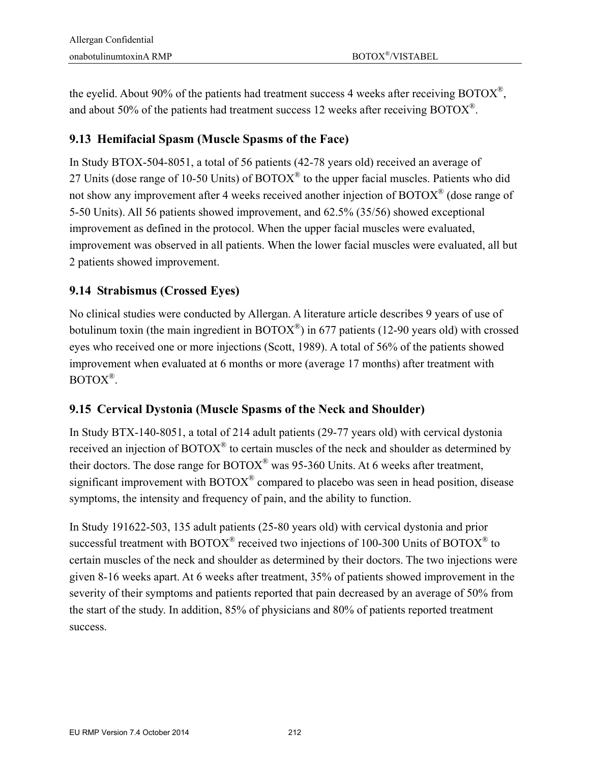the eyelid. About 90% of the patients had treatment success 4 weeks after receiving BOTOX®, and about 50% of the patients had treatment success 12 weeks after receiving BOTOX®.

### 9.13 Hemifacial Spasm (Muscle Spasms of the Face)

In Study BTOX-504-8051, a total of 56 patients (42-78 years old) received an average of 27 Units (dose range of 10-50 Units) of BOTOX® to the upper facial muscles. Patients who did not show any improvement after 4 weeks received another injection of BOTOX® (dose range of 5-50 Units). All 56 patients showed improvement, and 62.5% (35/56) showed exceptional improvement as defined in the protocol. When the upper facial muscles were evaluated, improvement was observed in all patients. When the lower facial muscles were evaluated, all but 2 patients showed improvement.

### 9.14 Strabismus (Crossed Eyes)

No clinical studies were conducted by Allergan. A literature article describes 9 years of use of botulinum toxin (the main ingredient in BOTOX®) in 677 patients (12-90 years old) with crossed eyes who received one or more injections (Scott, 1989). A total of 56% of the patients showed improvement when evaluated at 6 months or more (average 17 months) after treatment with BOTOX®.

### 9.15 Cervical Dystonia (Muscle Spasms of the Neck and Shoulder)

In Study BTX-140-8051, a total of 214 adult patients (29-77 years old) with cervical dystonia received an injection of BOTOX® to certain muscles of the neck and shoulder as determined by their doctors. The dose range for BOTOX® was 95-360 Units. At 6 weeks after treatment, significant improvement with BOTOX® compared to placebo was seen in head position, disease symptoms, the intensity and frequency of pain, and the ability to function.

In Study 191622-503, 135 adult patients (25-80 years old) with cervical dystonia and prior successful treatment with BOTOX® received two injections of 100-300 Units of BOTOX® to certain muscles of the neck and shoulder as determined by their doctors. The two injections were given 8-16 weeks apart. At 6 weeks after treatment, 35% of patients showed improvement in the severity of their symptoms and patients reported that pain decreased by an average of 50% from the start of the study. In addition, 85% of physicians and 80% of patients reported treatment success.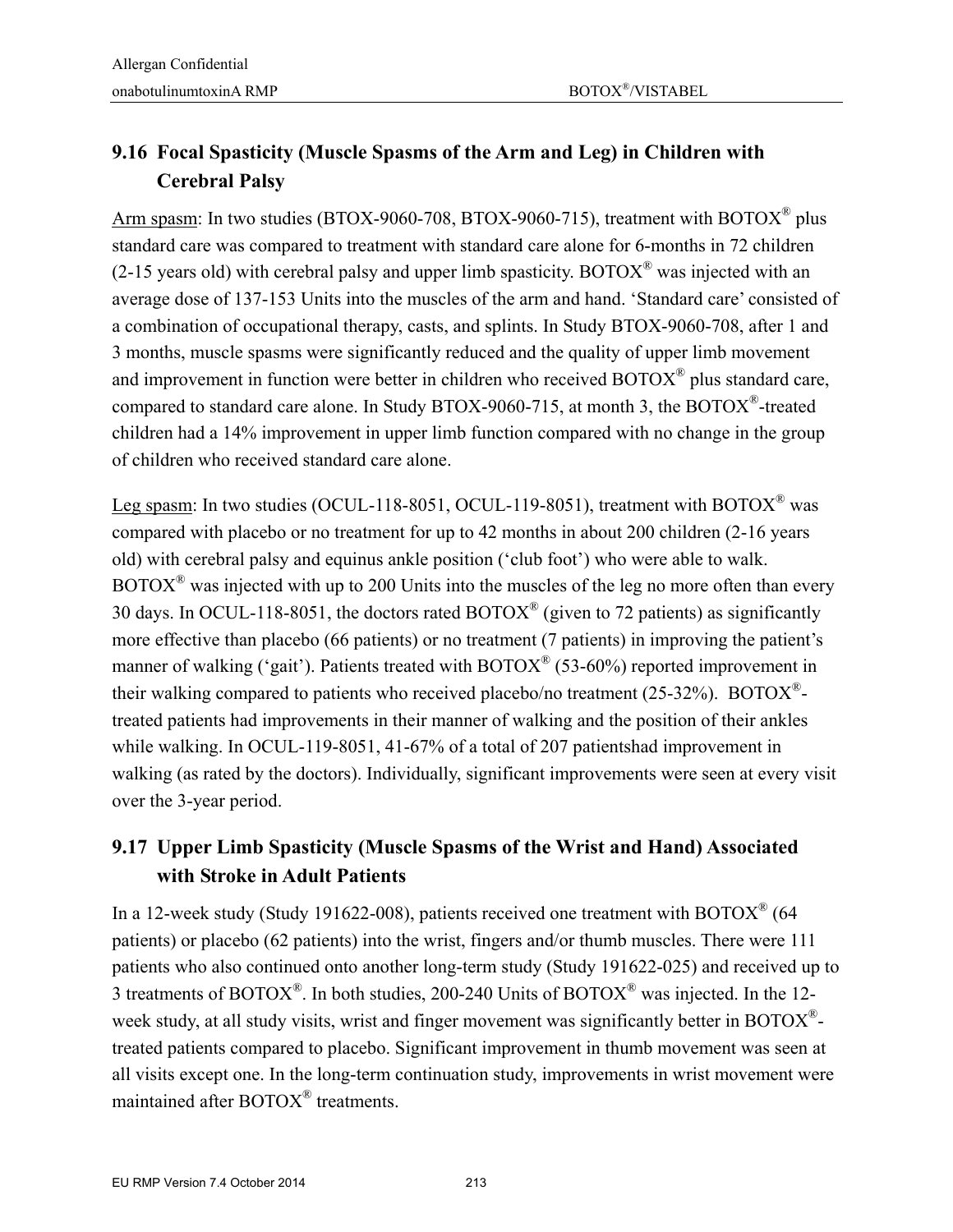## 9.16 Focal Spasticity (Muscle Spasms of the Arm and Leg) in Children with Cerebral Palsy

Arm spasm: In two studies (BTOX-9060-708, BTOX-9060-715), treatment with BOTOX® plus standard care was compared to treatment with standard care alone for 6-months in 72 children (2-15 years old) with cerebral palsy and upper limb spasticity. BOTOX® was injected with an average dose of 137-153 Units into the muscles of the arm and hand. 'Standard care' consisted of a combination of occupational therapy, casts, and splints. In Study BTOX-9060-708, after 1 and 3 months, muscle spasms were significantly reduced and the quality of upper limb movement and improvement in function were better in children who received BOTOX® plus standard care, compared to standard care alone. In Study BTOX-9060-715, at month 3, the BOTOX®-treated children had a 14% improvement in upper limb function compared with no change in the group of children who received standard care alone.

Leg spasm: In two studies (OCUL-118-8051, OCUL-119-8051), treatment with BOTOX® was compared with placebo or no treatment for up to 42 months in about 200 children (2-16 years old) with cerebral palsy and equinus ankle position ('club foot') who were able to walk. BOTOX® was injected with up to 200 Units into the muscles of the leg no more often than every 30 days. In OCUL-118-8051, the doctors rated BOTOX® (given to 72 patients) as significantly more effective than placebo (66 patients) or no treatment (7 patients) in improving the patient's manner of walking ('gait'). Patients treated with BOTOX® (53-60%) reported improvement in their walking compared to patients who received placebo/no treatment (25-32%). BOTOX®-treated patients had improvements in their manner of walking and the position of their ankles while walking. In OCUL-119-8051, 41-67% of a total of 207 patientshad improvement in walking (as rated by the doctors). Individually, significant improvements were seen at every visit over the 3-year period.

## 9.17 Upper Limb Spasticity (Muscle Spasms of the Wrist and Hand) Associated with Stroke in Adult Patients

In a 12-week study (Study 191622-008), patients received one treatment with BOTOX® (64 patients) or placebo (62 patients) into the wrist, fingers and/or thumb muscles. There were 111 patients who also continued onto another long-term study (Study 191622-025) and received up to 3 treatments of BOTOX®. In both studies, 200-240 Units of BOTOX® was injected. In the 12-week study, at all study visits, wrist and finger movement was significantly better in BOTOX®-treated patients compared to placebo. Significant improvement in thumb movement was seen at all visits except one. In the long-term continuation study, improvements in wrist movement were maintained after BOTOX® treatments.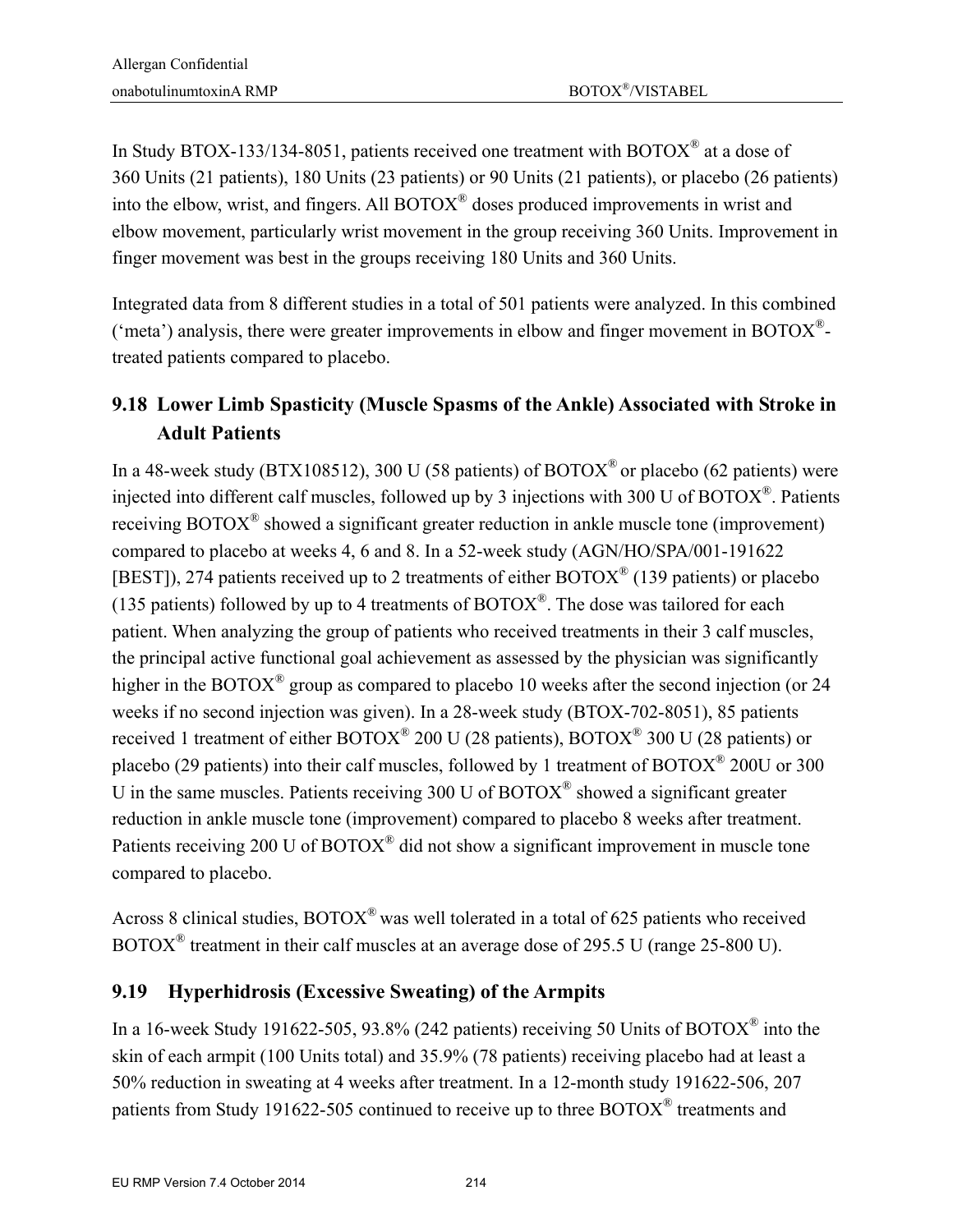In Study BTOX-133/134-8051, patients received one treatment with BOTOX® at a dose of 360 Units (21 patients), 180 Units (23 patients) or 90 Units (21 patients), or placebo (26 patients) into the elbow, wrist, and fingers. All BOTOX® doses produced improvements in wrist and elbow movement, particularly wrist movement in the group receiving 360 Units. Improvement in finger movement was best in the groups receiving 180 Units and 360 Units.

Integrated data from 8 different studies in a total of 501 patients were analyzed. In this combined ('meta') analysis, there were greater improvements in elbow and finger movement in BOTOX®-treated patients compared to placebo.

## 9.18 Lower Limb Spasticity (Muscle Spasms of the Ankle) Associated with Stroke in Adult Patients

In a 48-week study (BTX108512), 300 U (58 patients) of BOTOX® or placebo (62 patients) were injected into different calf muscles, followed up by 3 injections with 300 U of BOTOX®. Patients receiving BOTOX® showed a significant greater reduction in ankle muscle tone (improvement) compared to placebo at weeks 4, 6 and 8. In a 52-week study (AGN/HO/SPA/001-191622 [BEST]), 274 patients received up to 2 treatments of either BOTOX® (139 patients) or placebo (135 patients) followed by up to 4 treatments of BOTOX®. The dose was tailored for each patient. When analyzing the group of patients who received treatments in their 3 calf muscles, the principal active functional goal achievement as assessed by the physician was significantly higher in the BOTOX® group as compared to placebo 10 weeks after the second injection (or 24 weeks if no second injection was given). In a 28-week study (BTOX-702-8051), 85 patients received 1 treatment of either BOTOX® 200 U (28 patients), BOTOX® 300 U (28 patients) or placebo (29 patients) into their calf muscles, followed by 1 treatment of BOTOX® 200U or 300 U in the same muscles. Patients receiving 300 U of BOTOX® showed a significant greater reduction in ankle muscle tone (improvement) compared to placebo 8 weeks after treatment. Patients receiving 200 U of BOTOX® did not show a significant improvement in muscle tone compared to placebo.

Across 8 clinical studies, BOTOX® was well tolerated in a total of 625 patients who received BOTOX® treatment in their calf muscles at an average dose of 295.5 U (range 25-800 U).

## 9.19 Hyperhidrosis (Excessive Sweating) of the Armpits

In a 16-week Study 191622-505, 93.8% (242 patients) receiving 50 Units of BOTOX® into the skin of each armpit (100 Units total) and 35.9% (78 patients) receiving placebo had at least a 50% reduction in sweating at 4 weeks after treatment. In a 12-month study 191622-506, 207 patients from Study 191622-505 continued to receive up to three BOTOX® treatments and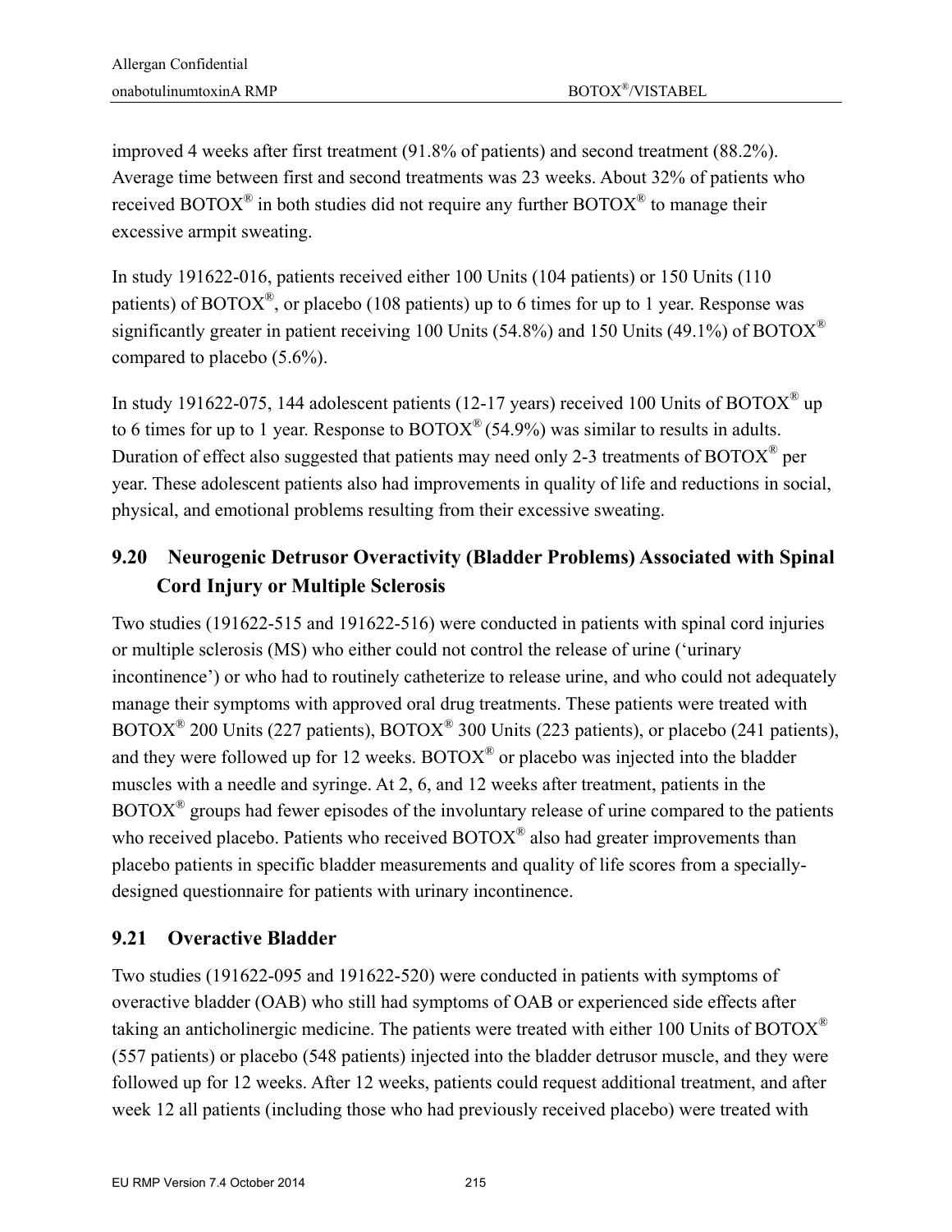improved 4 weeks after first treatment (91.8% of patients) and second treatment (88.2%). Average time between first and second treatments was 23 weeks. About 32% of patients who received BOTOX® in both studies did not require any further BOTOX® to manage their excessive armpit sweating.

In study 191622-016, patients received either 100 Units (104 patients) or 150 Units (110 patients) of BOTOX®, or placebo (108 patients) up to 6 times for up to 1 year. Response was significantly greater in patient receiving 100 Units (54.8%) and 150 Units (49.1%) of BOTOX® compared to placebo (5.6%).

In study 191622-075, 144 adolescent patients (12-17 years) received 100 Units of BOTOX® up to 6 times for up to 1 year. Response to BOTOX® (54.9%) was similar to results in adults. Duration of effect also suggested that patients may need only 2-3 treatments of BOTOX® per year. These adolescent patients also had improvements in quality of life and reductions in social, physical, and emotional problems resulting from their excessive sweating.

## 9.20 Neurogenic Detrusor Overactivity (Bladder Problems) Associated with Spinal Cord Injury or Multiple Sclerosis

Two studies (191622-515 and 191622-516) were conducted in patients with spinal cord injuries or multiple sclerosis (MS) who either could not control the release of urine ('urinary incontinence') or who had to routinely catheterize to release urine, and who could not adequately manage their symptoms with approved oral drug treatments. These patients were treated with BOTOX® 200 Units (227 patients), BOTOX® 300 Units (223 patients), or placebo (241 patients), and they were followed up for 12 weeks. BOTOX® or placebo was injected into the bladder muscles with a needle and syringe. At 2, 6, and 12 weeks after treatment, patients in the BOTOX® groups had fewer episodes of the involuntary release of urine compared to the patients who received placebo. Patients who received BOTOX® also had greater improvements than placebo patients in specific bladder measurements and quality of life scores from a specially-designed questionnaire for patients with urinary incontinence.

## 9.21 Overactive Bladder

Two studies (191622-095 and 191622-520) were conducted in patients with symptoms of overactive bladder (OAB) who still had symptoms of OAB or experienced side effects after taking an anticholinergic medicine. The patients were treated with either 100 Units of BOTOX® (557 patients) or placebo (548 patients) injected into the bladder detrusor muscle, and they were followed up for 12 weeks. After 12 weeks, patients could request additional treatment, and after week 12 all patients (including those who had previously received placebo) were treated with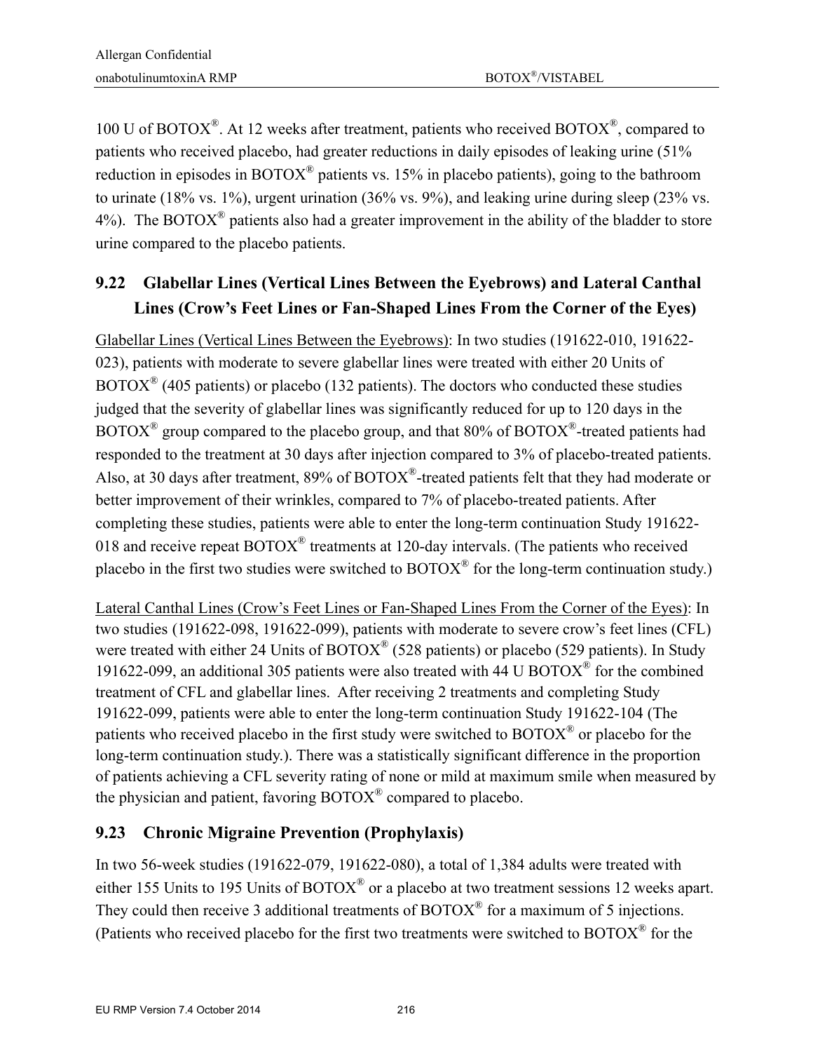100 U of BOTOX®. At 12 weeks after treatment, patients who received BOTOX®, compared to patients who received placebo, had greater reductions in daily episodes of leaking urine (51% reduction in episodes in BOTOX® patients vs. 15% in placebo patients), going to the bathroom to urinate (18% vs. 1%), urgent urination (36% vs. 9%), and leaking urine during sleep (23% vs. 4%). The BOTOX® patients also had a greater improvement in the ability of the bladder to store urine compared to the placebo patients.

## 9.22 Glabellar Lines (Vertical Lines Between the Eyebrows) and Lateral Canthal Lines (Crow's Feet Lines or Fan-Shaped Lines From the Corner of the Eyes)

Glabellar Lines (Vertical Lines Between the Eyebrows): In two studies (191622-010, 191622-023), patients with moderate to severe glabellar lines were treated with either 20 Units of BOTOX® (405 patients) or placebo (132 patients). The doctors who conducted these studies judged that the severity of glabellar lines was significantly reduced for up to 120 days in the BOTOX® group compared to the placebo group, and that 80% of BOTOX®-treated patients had responded to the treatment at 30 days after injection compared to 3% of placebo-treated patients. Also, at 30 days after treatment, 89% of BOTOX®-treated patients felt that they had moderate or better improvement of their wrinkles, compared to 7% of placebo-treated patients. After completing these studies, patients were able to enter the long-term continuation Study 191622-018 and receive repeat BOTOX® treatments at 120-day intervals. (The patients who received placebo in the first two studies were switched to BOTOX® for the long-term continuation study.)

Lateral Canthal Lines (Crow's Feet Lines or Fan-Shaped Lines From the Corner of the Eyes): In two studies (191622-098, 191622-099), patients with moderate to severe crow's feet lines (CFL) were treated with either 24 Units of BOTOX® (528 patients) or placebo (529 patients). In Study 191622-099, an additional 305 patients were also treated with 44 U BOTOX® for the combined treatment of CFL and glabellar lines. After receiving 2 treatments and completing Study 191622-099, patients were able to enter the long-term continuation Study 191622-104 (The patients who received placebo in the first study were switched to BOTOX® or placebo for the long-term continuation study.). There was a statistically significant difference in the proportion of patients achieving a CFL severity rating of none or mild at maximum smile when measured by the physician and patient, favoring BOTOX® compared to placebo.

## 9.23 Chronic Migraine Prevention (Prophylaxis)

In two 56-week studies (191622-079, 191622-080), a total of 1,384 adults were treated with either 155 Units to 195 Units of BOTOX® or a placebo at two treatment sessions 12 weeks apart. They could then receive 3 additional treatments of BOTOX® for a maximum of 5 injections. (Patients who received placebo for the first two treatments were switched to BOTOX® for the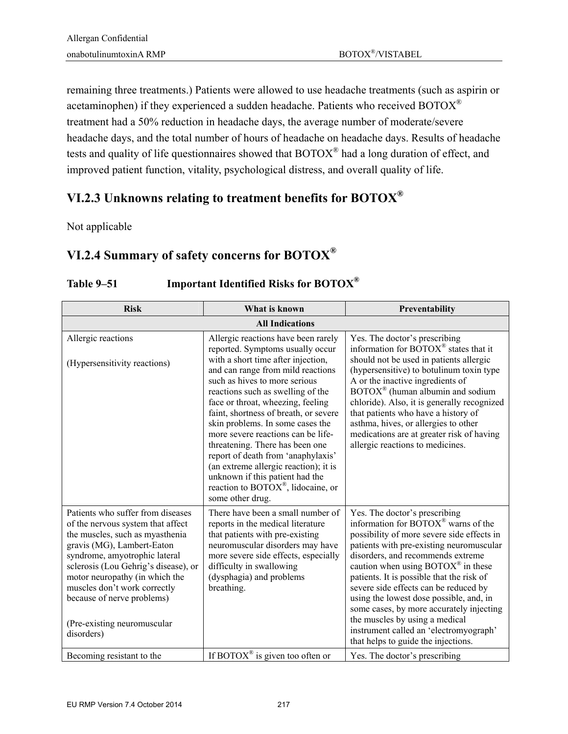remaining three treatments.) Patients were allowed to use headache treatments (such as aspirin or acetaminophen) if they experienced a sudden headache. Patients who received BOTOX® treatment had a 50% reduction in headache days, the average number of moderate/severe headache days, and the total number of hours of headache on headache days. Results of headache tests and quality of life questionnaires showed that BOTOX® had a long duration of effect, and improved patient function, vitality, psychological distress, and overall quality of life.

## VI.2.3 Unknowns relating to treatment benefits for BOTOX®

Not applicable

## VI.2.4 Summary of safety concerns for BOTOX®

**Table 9–51 Important Identified Risks for BOTOX®**

| Risk | What is known | Preventability |
|---|---|---|
| **All Indications** | | |
| Allergic reactions<br><br>(Hypersensitivity reactions) | Allergic reactions have been rarely reported. Symptoms usually occur with a short time after injection, and can range from mild reactions such as hives to more serious reactions such as swelling of the face or throat, wheezing, feeling faint, shortness of breath, or severe skin problems. In some cases the more severe reactions can be life-threatening. There has been one report of death from 'anaphylaxis' (an extreme allergic reaction); it is unknown if this patient had the reaction to BOTOX®, lidocaine, or some other drug. | Yes. The doctor's prescribing information for BOTOX® states that it should not be used in patients allergic (hypersensitive) to botulinum toxin type A or the inactive ingredients of BOTOX® (human albumin and sodium chloride). Also, it is generally recognized that patients who have a history of asthma, hives, or allergies to other medications are at greater risk of having allergic reactions to medicines. |
| Patients who suffer from diseases of the nervous system that affect the muscles, such as myasthenia gravis (MG), Lambert-Eaton syndrome, amyotrophic lateral sclerosis (Lou Gehrig's disease), or motor neuropathy (in which the muscles don't work correctly because of nerve problems)<br><br>(Pre-existing neuromuscular disorders) | There have been a small number of reports in the medical literature that patients with pre-existing neuromuscular disorders may have more severe side effects, especially difficulty in swallowing (dysphagia) and problems breathing. | Yes. The doctor's prescribing information for BOTOX® warns of the possibility of more severe side effects in patients with pre-existing neuromuscular disorders, and recommends extreme caution when using BOTOX® in these patients. It is possible that the risk of severe side effects can be reduced by using the lowest dose possible, and, in some cases, by more accurately injecting the muscles by using a medical instrument called an 'electromyograph' that helps to guide the injections. |
| Becoming resistant to the | If BOTOX® is given too often or | Yes. The doctor's prescribing |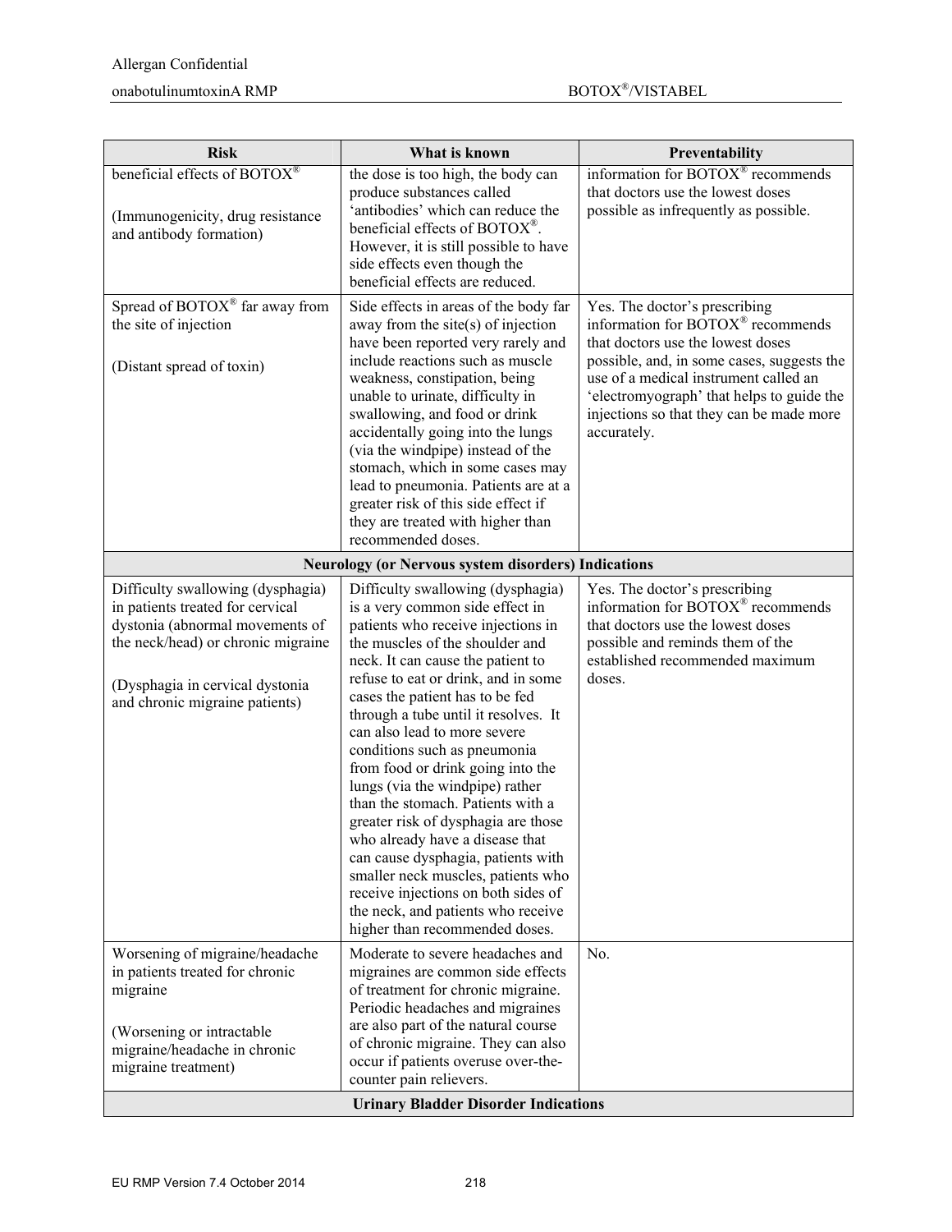| Risk | What is known | Preventability |
|---|---|---|
| beneficial effects of BOTOX®<br><br>(Immunogenicity, drug resistance and antibody formation) | the dose is too high, the body can produce substances called 'antibodies' which can reduce the beneficial effects of BOTOX®. However, it is still possible to have side effects even though the beneficial effects are reduced. | information for BOTOX® recommends that doctors use the lowest doses possible as infrequently as possible. |
| Spread of BOTOX® far away from the site of injection<br><br>(Distant spread of toxin) | Side effects in areas of the body far away from the site(s) of injection have been reported very rarely and include reactions such as muscle weakness, constipation, being unable to urinate, difficulty in swallowing, and food or drink accidentally going into the lungs (via the windpipe) instead of the stomach, which in some cases may lead to pneumonia. Patients are at a greater risk of this side effect if they are treated with higher than recommended doses. | Yes. The doctor's prescribing information for BOTOX® recommends that doctors use the lowest doses possible, and, in some cases, suggests the use of a medical instrument called an 'electromyograph' that helps to guide the injections so that they can be made more accurately. |
| **Neurology (or Nervous system disorders) Indications** | | |
| Difficulty swallowing (dysphagia) in patients treated for cervical dystonia (abnormal movements of the neck/head) or chronic migraine<br><br>(Dysphagia in cervical dystonia and chronic migraine patients) | Difficulty swallowing (dysphagia) is a very common side effect in patients who receive injections in the muscles of the shoulder and neck. It can cause the patient to refuse to eat or drink, and in some cases the patient has to be fed through a tube until it resolves. It can also lead to more severe conditions such as pneumonia from food or drink going into the lungs (via the windpipe) rather than the stomach. Patients with a greater risk of dysphagia are those who already have a disease that can cause dysphagia, patients with smaller neck muscles, patients who receive injections on both sides of the neck, and patients who receive higher than recommended doses. | Yes. The doctor's prescribing information for BOTOX® recommends that doctors use the lowest doses possible and reminds them of the established recommended maximum doses. |
| Worsening of migraine/headache in patients treated for chronic migraine<br><br>(Worsening or intractable migraine/headache in chronic migraine treatment) | Moderate to severe headaches and migraines are common side effects of treatment for chronic migraine. Periodic headaches and migraines are also part of the natural course of chronic migraine. They can also occur if patients overuse over-the-counter pain relievers. | No. |
| **Urinary Bladder Disorder Indications** | | |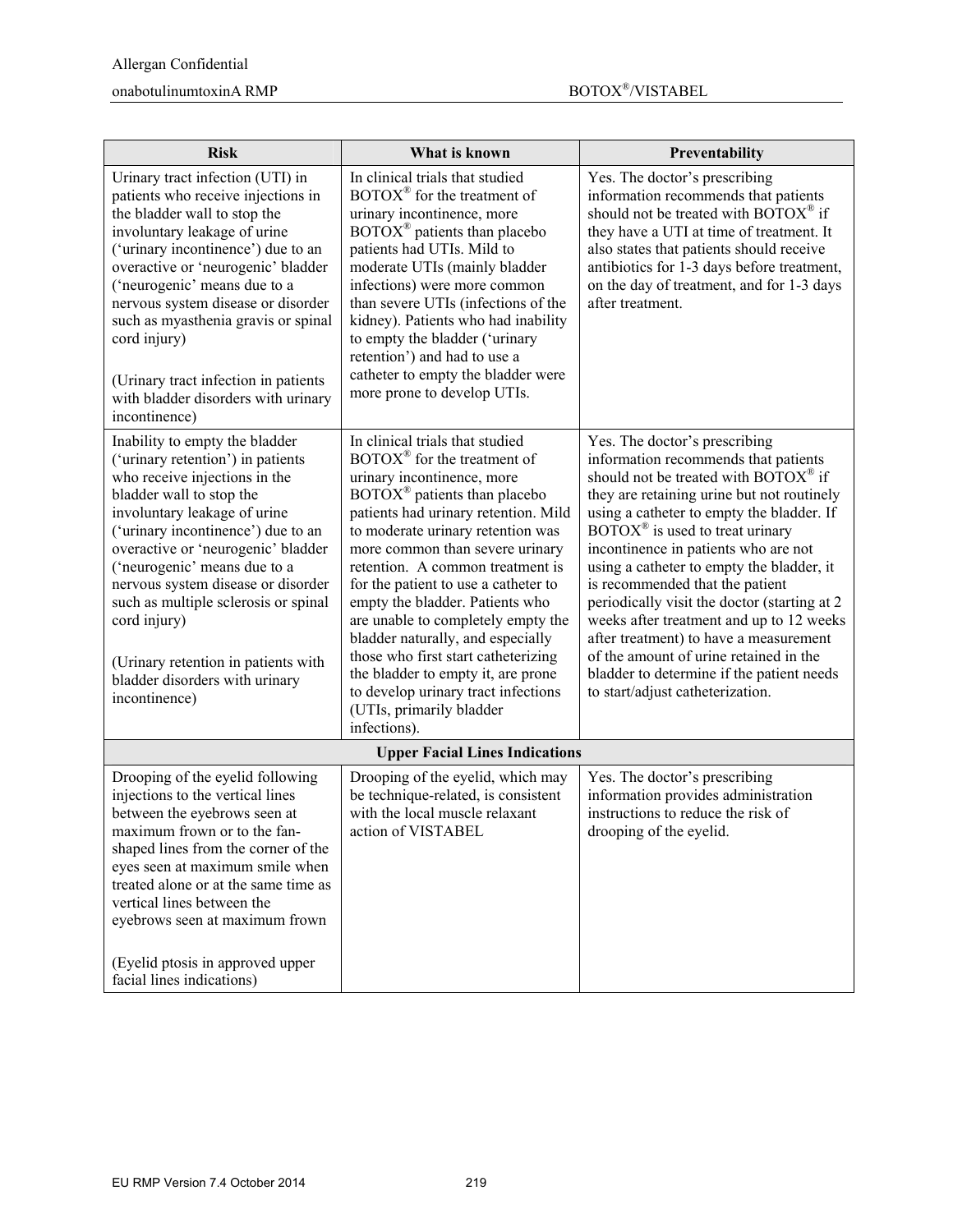| Risk | What is known | Preventability |
|---|---|---|
| Urinary tract infection (UTI) in patients who receive injections in the bladder wall to stop the involuntary leakage of urine ('urinary incontinence') due to an overactive or 'neurogenic' bladder ('neurogenic' means due to a nervous system disease or disorder such as myasthenia gravis or spinal cord injury)<br><br>(Urinary tract infection in patients with bladder disorders with urinary incontinence) | In clinical trials that studied BOTOX® for the treatment of urinary incontinence, more BOTOX® patients than placebo patients had UTIs. Mild to moderate UTIs (mainly bladder infections) were more common than severe UTIs (infections of the kidney). Patients who had inability to empty the bladder ('urinary retention') and had to use a catheter to empty the bladder were more prone to develop UTIs. | Yes. The doctor's prescribing information recommends that patients should not be treated with BOTOX® if they have a UTI at time of treatment. It also states that patients should receive antibiotics for 1-3 days before treatment, on the day of treatment, and for 1-3 days after treatment. |
| Inability to empty the bladder ('urinary retention') in patients who receive injections in the bladder wall to stop the involuntary leakage of urine ('urinary incontinence') due to an overactive or 'neurogenic' bladder ('neurogenic' means due to a nervous system disease or disorder such as multiple sclerosis or spinal cord injury)<br><br>(Urinary retention in patients with bladder disorders with urinary incontinence) | In clinical trials that studied BOTOX® for the treatment of urinary incontinence, more BOTOX® patients than placebo patients had urinary retention. Mild to moderate urinary retention was more common than severe urinary retention. A common treatment is for the patient to use a catheter to empty the bladder. Patients who are unable to completely empty the bladder naturally, and especially those who first start catheterizing the bladder to empty it, are prone to develop urinary tract infections (UTIs, primarily bladder infections). | Yes. The doctor's prescribing information recommends that patients should not be treated with BOTOX® if they are retaining urine but not routinely using a catheter to empty the bladder. If BOTOX® is used to treat urinary incontinence in patients who are not using a catheter to empty the bladder, it is recommended that the patient periodically visit the doctor (starting at 2 weeks after treatment and up to 12 weeks after treatment) to have a measurement of the amount of urine retained in the bladder to determine if the patient needs to start/adjust catheterization. |
| **Upper Facial Lines Indications** | | |
| Drooping of the eyelid following injections to the vertical lines between the eyebrows seen at maximum frown or to the fan-shaped lines from the corner of the eyes seen at maximum smile when treated alone or at the same time as vertical lines between the eyebrows seen at maximum frown<br><br>(Eyelid ptosis in approved upper facial lines indications) | Drooping of the eyelid, which may be technique-related, is consistent with the local muscle relaxant action of VISTABEL | Yes. The doctor's prescribing information provides administration instructions to reduce the risk of drooping of the eyelid. |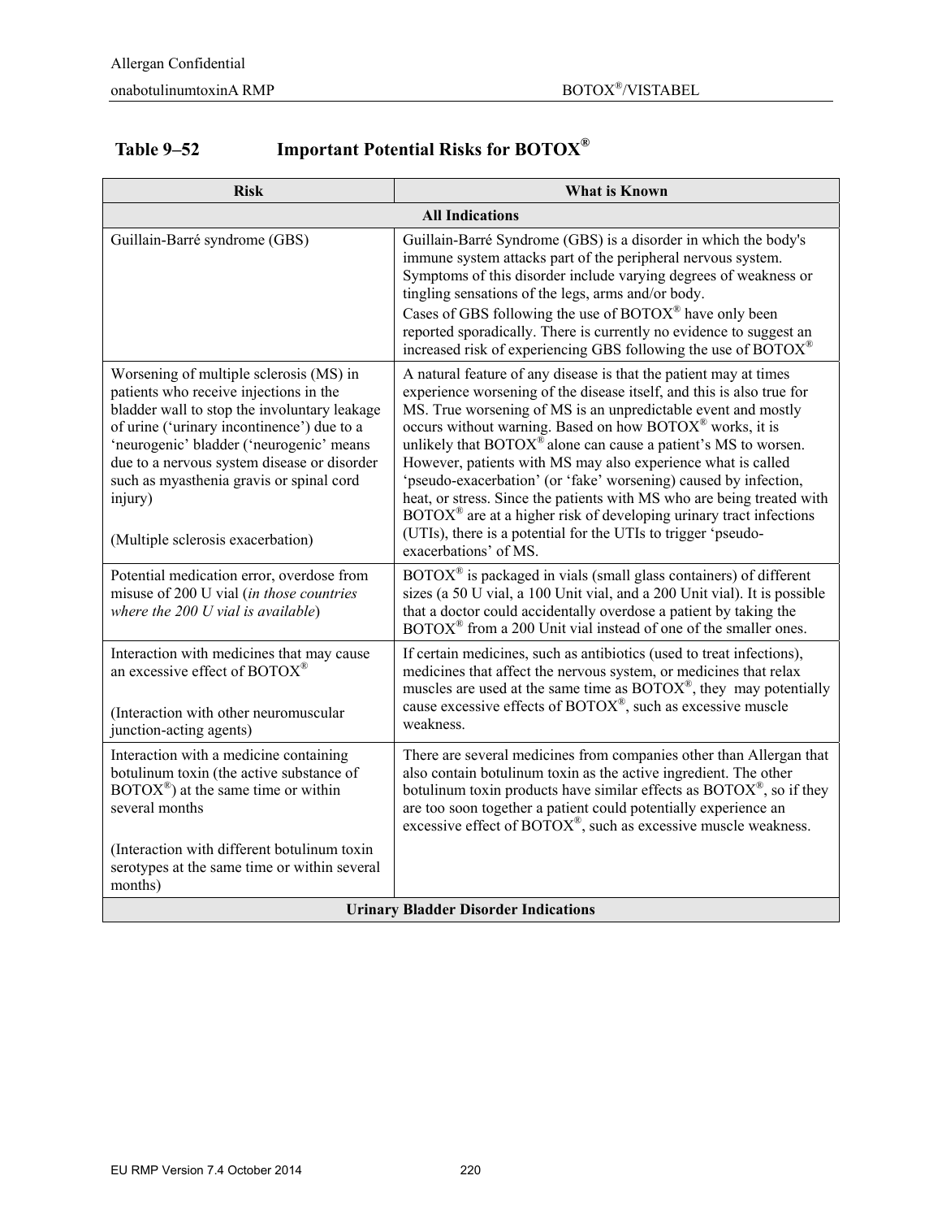### Table 9–52 Important Potential Risks for BOTOX®

| Risk | What is Known |
| --- | --- |
| **All Indications** | |
| Guillain-Barré syndrome (GBS) | Guillain-Barré Syndrome (GBS) is a disorder in which the body's immune system attacks part of the peripheral nervous system. Symptoms of this disorder include varying degrees of weakness or tingling sensations of the legs, arms and/or body.<br>Cases of GBS following the use of BOTOX® have only been reported sporadically. There is currently no evidence to suggest an increased risk of experiencing GBS following the use of BOTOX® |
| Worsening of multiple sclerosis (MS) in patients who receive injections in the bladder wall to stop the involuntary leakage of urine ('urinary incontinence') due to a 'neurogenic' bladder ('neurogenic' means due to a nervous system disease or disorder such as myasthenia gravis or spinal cord injury)<br><br>(Multiple sclerosis exacerbation) | A natural feature of any disease is that the patient may at times experience worsening of the disease itself, and this is also true for MS. True worsening of MS is an unpredictable event and mostly occurs without warning. Based on how BOTOX® works, it is unlikely that BOTOX® alone can cause a patient's MS to worsen. However, patients with MS may also experience what is called 'pseudo-exacerbation' (or 'fake' worsening) caused by infection, heat, or stress. Since the patients with MS who are being treated with BOTOX® are at a higher risk of developing urinary tract infections (UTIs), there is a potential for the UTIs to trigger 'pseudo-exacerbations' of MS. |
| Potential medication error, overdose from misuse of 200 U vial (*in those countries where the 200 U vial is available*) | BOTOX® is packaged in vials (small glass containers) of different sizes (a 50 U vial, a 100 Unit vial, and a 200 Unit vial). It is possible that a doctor could accidentally overdose a patient by taking the BOTOX® from a 200 Unit vial instead of one of the smaller ones. |
| Interaction with medicines that may cause an excessive effect of BOTOX®<br><br>(Interaction with other neuromuscular junction-acting agents) | If certain medicines, such as antibiotics (used to treat infections), medicines that affect the nervous system, or medicines that relax muscles are used at the same time as BOTOX®, they may potentially cause excessive effects of BOTOX®, such as excessive muscle weakness. |
| Interaction with a medicine containing botulinum toxin (the active substance of BOTOX®) at the same time or within several months<br><br>(Interaction with different botulinum toxin serotypes at the same time or within several months) | There are several medicines from companies other than Allergan that also contain botulinum toxin as the active ingredient. The other botulinum toxin products have similar effects as BOTOX®, so if they are too soon together a patient could potentially experience an excessive effect of BOTOX®, such as excessive muscle weakness. |
| **Urinary Bladder Disorder Indications** | |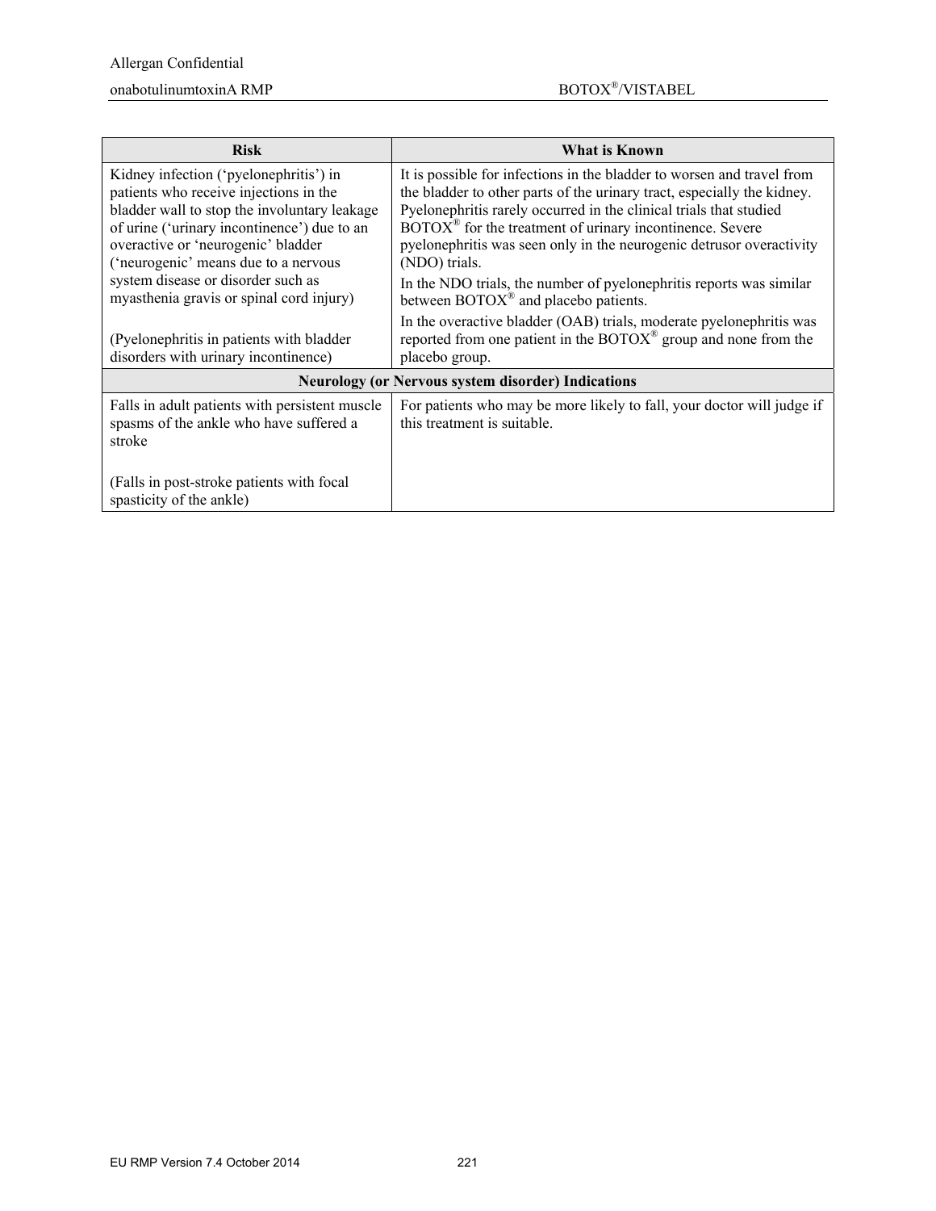| Risk | What is Known |
| --- | --- |
| Kidney infection ('pyelonephritis') in patients who receive injections in the bladder wall to stop the involuntary leakage of urine ('urinary incontinence') due to an overactive or 'neurogenic' bladder ('neurogenic' means due to a nervous system disease or disorder such as myasthenia gravis or spinal cord injury)<br><br>(Pyelonephritis in patients with bladder disorders with urinary incontinence) | It is possible for infections in the bladder to worsen and travel from the bladder to other parts of the urinary tract, especially the kidney. Pyelonephritis rarely occurred in the clinical trials that studied BOTOX® for the treatment of urinary incontinence. Severe pyelonephritis was seen only in the neurogenic detrusor overactivity (NDO) trials.<br><br>In the NDO trials, the number of pyelonephritis reports was similar between BOTOX® and placebo patients.<br><br>In the overactive bladder (OAB) trials, moderate pyelonephritis was reported from one patient in the BOTOX® group and none from the placebo group. |
| **Neurology (or Nervous system disorder) Indications** | |
| Falls in adult patients with persistent muscle spasms of the ankle who have suffered a stroke<br><br>(Falls in post-stroke patients with focal spasticity of the ankle) | For patients who may be more likely to fall, your doctor will judge if this treatment is suitable. |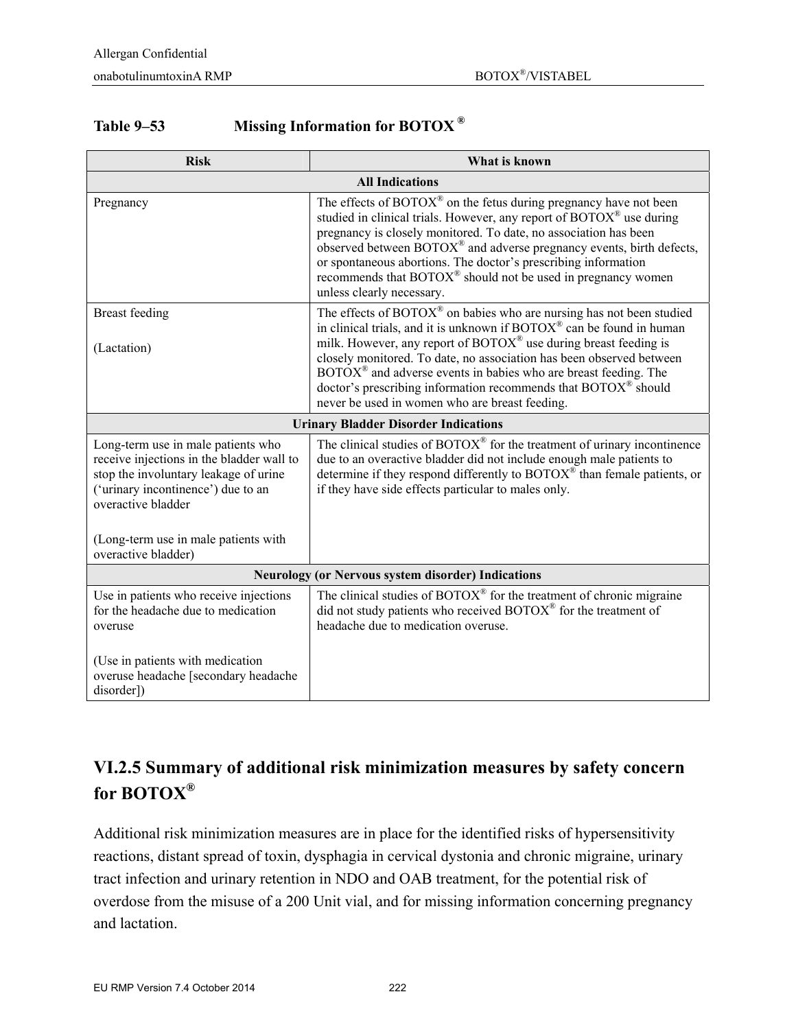**Table 9–53 Missing Information for BOTOX®**

| Risk | What is known |
|---|---|
| **All Indications** | |
| Pregnancy | The effects of BOTOX® on the fetus during pregnancy have not been studied in clinical trials. However, any report of BOTOX® use during pregnancy is closely monitored. To date, no association has been observed between BOTOX® and adverse pregnancy events, birth defects, or spontaneous abortions. The doctor's prescribing information recommends that BOTOX® should not be used in pregnancy women unless clearly necessary. |
| Breast feeding<br><br>(Lactation) | The effects of BOTOX® on babies who are nursing has not been studied in clinical trials, and it is unknown if BOTOX® can be found in human milk. However, any report of BOTOX® use during breast feeding is closely monitored. To date, no association has been observed between BOTOX® and adverse events in babies who are breast feeding. The doctor's prescribing information recommends that BOTOX® should never be used in women who are breast feeding. |
| **Urinary Bladder Disorder Indications** | |
| Long-term use in male patients who receive injections in the bladder wall to stop the involuntary leakage of urine ('urinary incontinence') due to an overactive bladder<br><br>(Long-term use in male patients with overactive bladder) | The clinical studies of BOTOX® for the treatment of urinary incontinence due to an overactive bladder did not include enough male patients to determine if they respond differently to BOTOX® than female patients, or if they have side effects particular to males only. |
| **Neurology (or Nervous system disorder) Indications** | |
| Use in patients who receive injections for the headache due to medication overuse<br><br>(Use in patients with medication overuse headache [secondary headache disorder]) | The clinical studies of BOTOX® for the treatment of chronic migraine did not study patients who received BOTOX® for the treatment of headache due to medication overuse. |

## VI.2.5 Summary of additional risk minimization measures by safety concern for BOTOX®

Additional risk minimization measures are in place for the identified risks of hypersensitivity reactions, distant spread of toxin, dysphagia in cervical dystonia and chronic migraine, urinary tract infection and urinary retention in NDO and OAB treatment, for the potential risk of overdose from the misuse of a 200 Unit vial, and for missing information concerning pregnancy and lactation.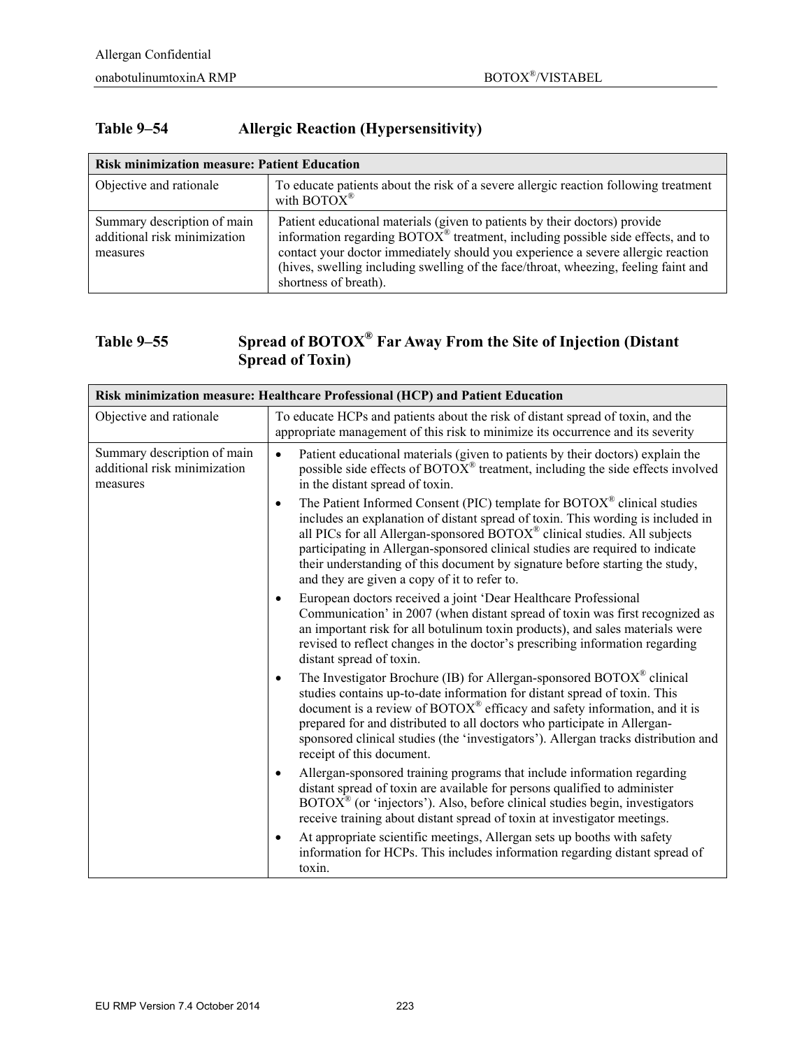## Table 9–54 Allergic Reaction (Hypersensitivity)

| Risk minimization measure: Patient Education | |
|---|---|
| Objective and rationale | To educate patients about the risk of a severe allergic reaction following treatment with BOTOX® |
| Summary description of main additional risk minimization measures | Patient educational materials (given to patients by their doctors) provide information regarding BOTOX® treatment, including possible side effects, and to contact your doctor immediately should you experience a severe allergic reaction (hives, swelling including swelling of the face/throat, wheezing, feeling faint and shortness of breath). |

## Table 9–55 Spread of BOTOX® Far Away From the Site of Injection (Distant Spread of Toxin)

| Risk minimization measure: Healthcare Professional (HCP) and Patient Education | |
|---|---|
| Objective and rationale | To educate HCPs and patients about the risk of distant spread of toxin, and the appropriate management of this risk to minimize its occurrence and its severity |
| Summary description of main additional risk minimization measures | • Patient educational materials (given to patients by their doctors) explain the possible side effects of BOTOX® treatment, including the side effects involved in the distant spread of toxin.<br>• The Patient Informed Consent (PIC) template for BOTOX® clinical studies includes an explanation of distant spread of toxin. This wording is included in all PICs for all Allergan-sponsored BOTOX® clinical studies. All subjects participating in Allergan-sponsored clinical studies are required to indicate their understanding of this document by signature before starting the study, and they are given a copy of it to refer to.<br>• European doctors received a joint 'Dear Healthcare Professional Communication' in 2007 (when distant spread of toxin was first recognized as an important risk for all botulinum toxin products), and sales materials were revised to reflect changes in the doctor's prescribing information regarding distant spread of toxin.<br>• The Investigator Brochure (IB) for Allergan-sponsored BOTOX® clinical studies contains up-to-date information for distant spread of toxin. This document is a review of BOTOX® efficacy and safety information, and it is prepared for and distributed to all doctors who participate in Allergan-sponsored clinical studies (the 'investigators'). Allergan tracks distribution and receipt of this document.<br>• Allergan-sponsored training programs that include information regarding distant spread of toxin are available for persons qualified to administer BOTOX® (or 'injectors'). Also, before clinical studies begin, investigators receive training about distant spread of toxin at investigator meetings.<br>• At appropriate scientific meetings, Allergan sets up booths with safety information for HCPs. This includes information regarding distant spread of toxin. |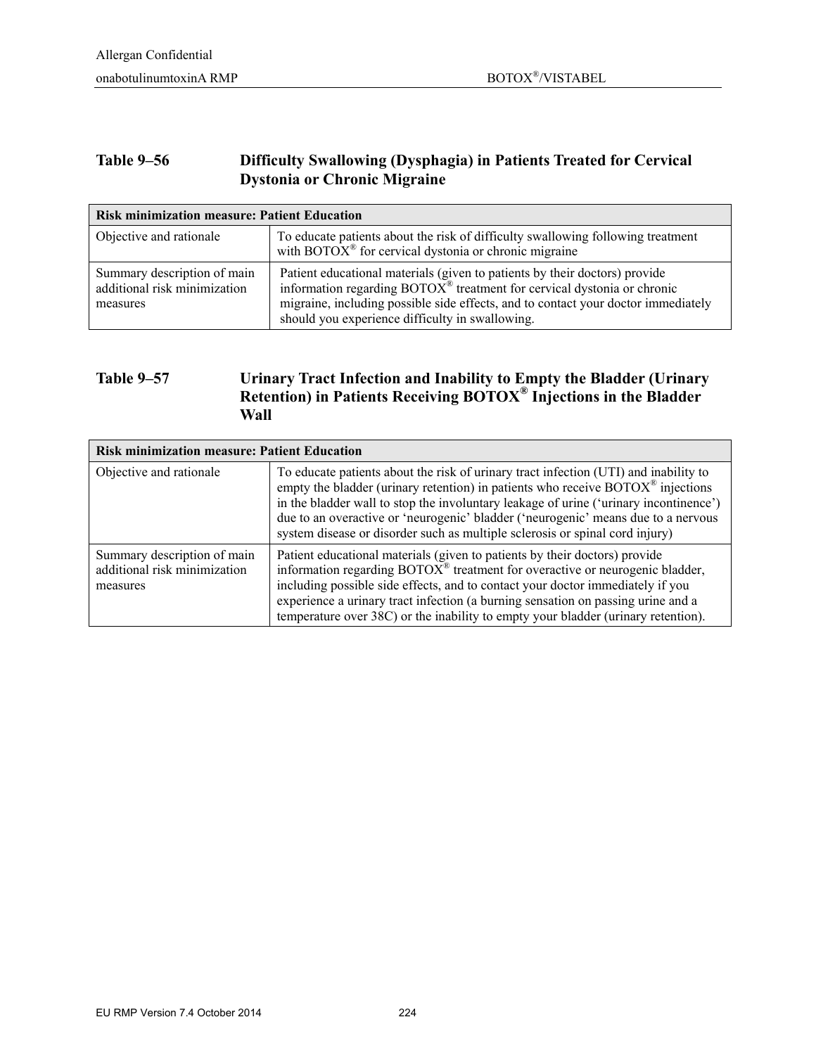**Table 9–56 Difficulty Swallowing (Dysphagia) in Patients Treated for Cervical Dystonia or Chronic Migraine**

| Risk minimization measure: Patient Education | |
|---|---|
| Objective and rationale | To educate patients about the risk of difficulty swallowing following treatment with BOTOX® for cervical dystonia or chronic migraine |
| Summary description of main additional risk minimization measures | Patient educational materials (given to patients by their doctors) provide information regarding BOTOX® treatment for cervical dystonia or chronic migraine, including possible side effects, and to contact your doctor immediately should you experience difficulty in swallowing. |

**Table 9–57 Urinary Tract Infection and Inability to Empty the Bladder (Urinary Retention) in Patients Receiving BOTOX® Injections in the Bladder Wall**

| Risk minimization measure: Patient Education | |
|---|---|
| Objective and rationale | To educate patients about the risk of urinary tract infection (UTI) and inability to empty the bladder (urinary retention) in patients who receive BOTOX® injections in the bladder wall to stop the involuntary leakage of urine ('urinary incontinence') due to an overactive or 'neurogenic' bladder ('neurogenic' means due to a nervous system disease or disorder such as multiple sclerosis or spinal cord injury) |
| Summary description of main additional risk minimization measures | Patient educational materials (given to patients by their doctors) provide information regarding BOTOX® treatment for overactive or neurogenic bladder, including possible side effects, and to contact your doctor immediately if you experience a urinary tract infection (a burning sensation on passing urine and a temperature over 38C) or the inability to empty your bladder (urinary retention). |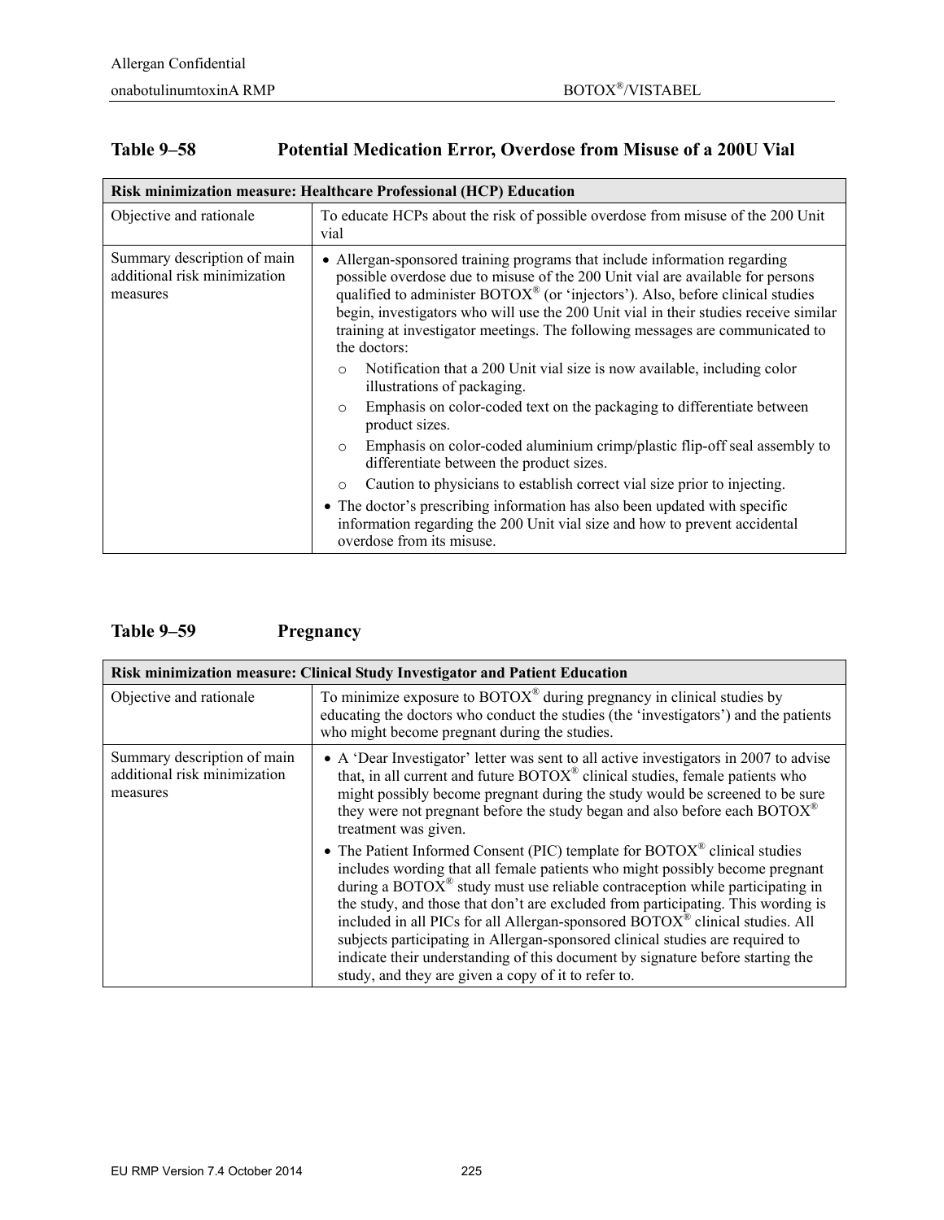## Table 9–58 Potential Medication Error, Overdose from Misuse of a 200U Vial

| Risk minimization measure: Healthcare Professional (HCP) Education | |
|---|---|
| Objective and rationale | To educate HCPs about the risk of possible overdose from misuse of the 200 Unit vial |
| Summary description of main additional risk minimization measures | • Allergan-sponsored training programs that include information regarding possible overdose due to misuse of the 200 Unit vial are available for persons qualified to administer BOTOX® (or 'injectors'). Also, before clinical studies begin, investigators who will use the 200 Unit vial in their studies receive similar training at investigator meetings. The following messages are communicated to the doctors:<br>o Notification that a 200 Unit vial size is now available, including color illustrations of packaging.<br>o Emphasis on color-coded text on the packaging to differentiate between product sizes.<br>o Emphasis on color-coded aluminium crimp/plastic flip-off seal assembly to differentiate between the product sizes.<br>o Caution to physicians to establish correct vial size prior to injecting.<br>• The doctor's prescribing information has also been updated with specific information regarding the 200 Unit vial size and how to prevent accidental overdose from its misuse. |

## Table 9–59 Pregnancy

| Risk minimization measure: Clinical Study Investigator and Patient Education | |
|---|---|
| Objective and rationale | To minimize exposure to BOTOX® during pregnancy in clinical studies by educating the doctors who conduct the studies (the 'investigators') and the patients who might become pregnant during the studies. |
| Summary description of main additional risk minimization measures | • A 'Dear Investigator' letter was sent to all active investigators in 2007 to advise that, in all current and future BOTOX® clinical studies, female patients who might possibly become pregnant during the study would be screened to be sure they were not pregnant before the study began and also before each BOTOX® treatment was given.<br>• The Patient Informed Consent (PIC) template for BOTOX® clinical studies includes wording that all female patients who might possibly become pregnant during a BOTOX® study must use reliable contraception while participating in the study, and those that don't are excluded from participating. This wording is included in all PICs for all Allergan-sponsored BOTOX® clinical studies. All subjects participating in Allergan-sponsored clinical studies are required to indicate their understanding of this document by signature before starting the study, and they are given a copy of it to refer to. |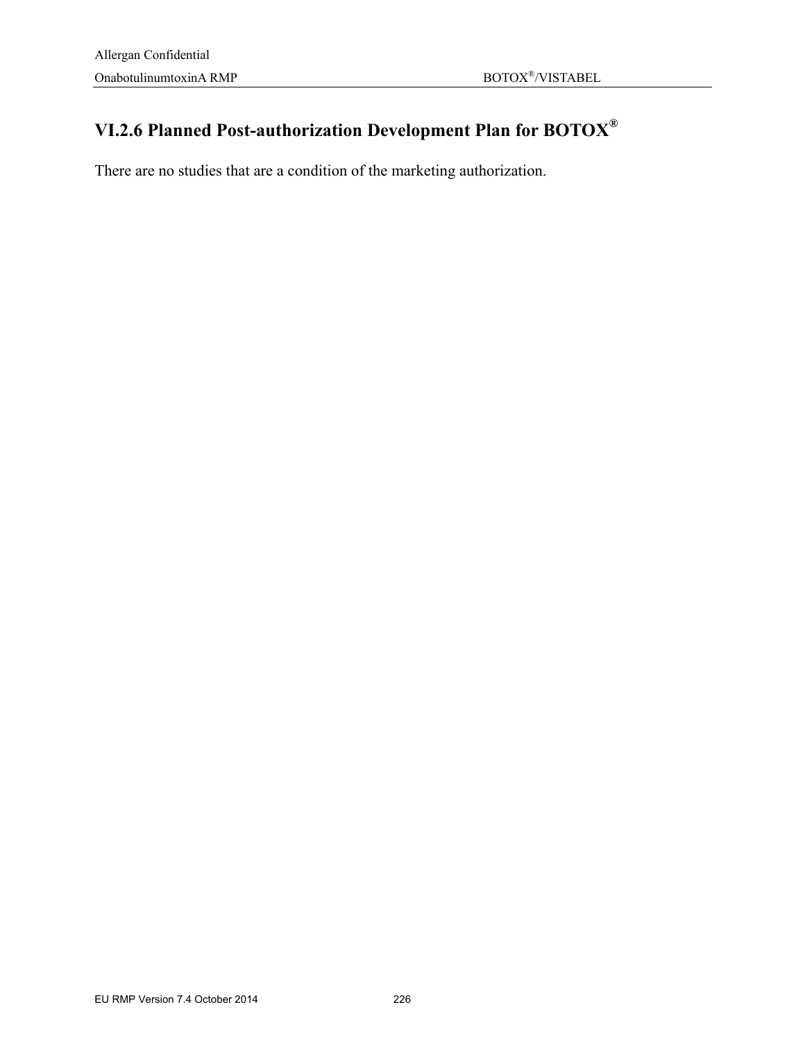## VI.2.6 Planned Post-authorization Development Plan for BOTOX®

There are no studies that are a condition of the marketing authorization.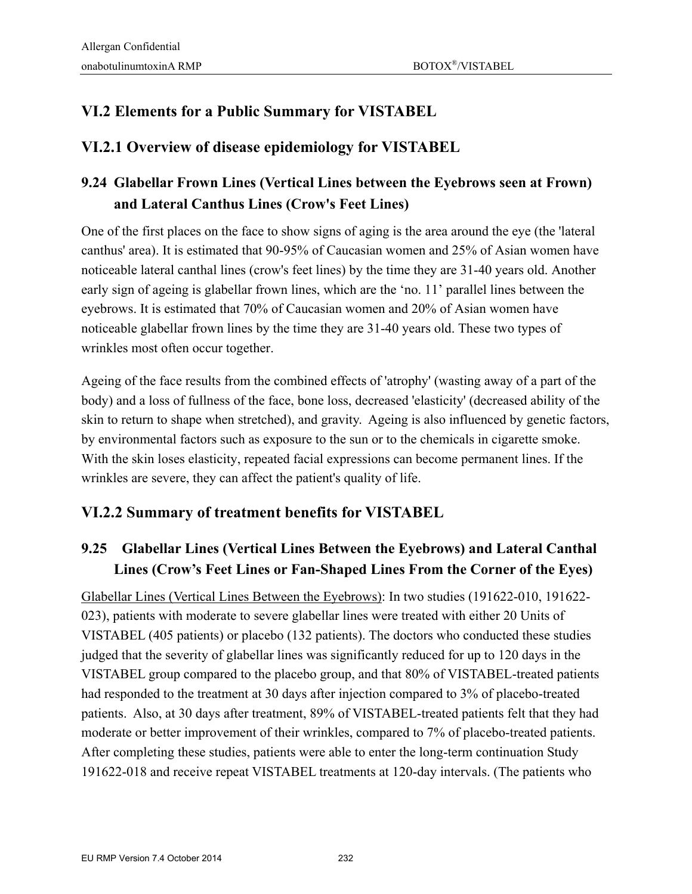## VI.2 Elements for a Public Summary for VISTABEL

## VI.2.1 Overview of disease epidemiology for VISTABEL

### 9.24 Glabellar Frown Lines (Vertical Lines between the Eyebrows seen at Frown) and Lateral Canthus Lines (Crow's Feet Lines)

One of the first places on the face to show signs of aging is the area around the eye (the 'lateral canthus' area). It is estimated that 90-95% of Caucasian women and 25% of Asian women have noticeable lateral canthal lines (crow's feet lines) by the time they are 31-40 years old. Another early sign of ageing is glabellar frown lines, which are the 'no. 11' parallel lines between the eyebrows. It is estimated that 70% of Caucasian women and 20% of Asian women have noticeable glabellar frown lines by the time they are 31-40 years old. These two types of wrinkles most often occur together.

Ageing of the face results from the combined effects of 'atrophy' (wasting away of a part of the body) and a loss of fullness of the face, bone loss, decreased 'elasticity' (decreased ability of the skin to return to shape when stretched), and gravity. Ageing is also influenced by genetic factors, by environmental factors such as exposure to the sun or to the chemicals in cigarette smoke. With the skin loses elasticity, repeated facial expressions can become permanent lines. If the wrinkles are severe, they can affect the patient's quality of life.

## VI.2.2 Summary of treatment benefits for VISTABEL

### 9.25 Glabellar Lines (Vertical Lines Between the Eyebrows) and Lateral Canthal Lines (Crow's Feet Lines or Fan-Shaped Lines From the Corner of the Eyes)

Glabellar Lines (Vertical Lines Between the Eyebrows): In two studies (191622-010, 191622-023), patients with moderate to severe glabellar lines were treated with either 20 Units of VISTABEL (405 patients) or placebo (132 patients). The doctors who conducted these studies judged that the severity of glabellar lines was significantly reduced for up to 120 days in the VISTABEL group compared to the placebo group, and that 80% of VISTABEL-treated patients had responded to the treatment at 30 days after injection compared to 3% of placebo-treated patients. Also, at 30 days after treatment, 89% of VISTABEL-treated patients felt that they had moderate or better improvement of their wrinkles, compared to 7% of placebo-treated patients. After completing these studies, patients were able to enter the long-term continuation Study 191622-018 and receive repeat VISTABEL treatments at 120-day intervals. (The patients who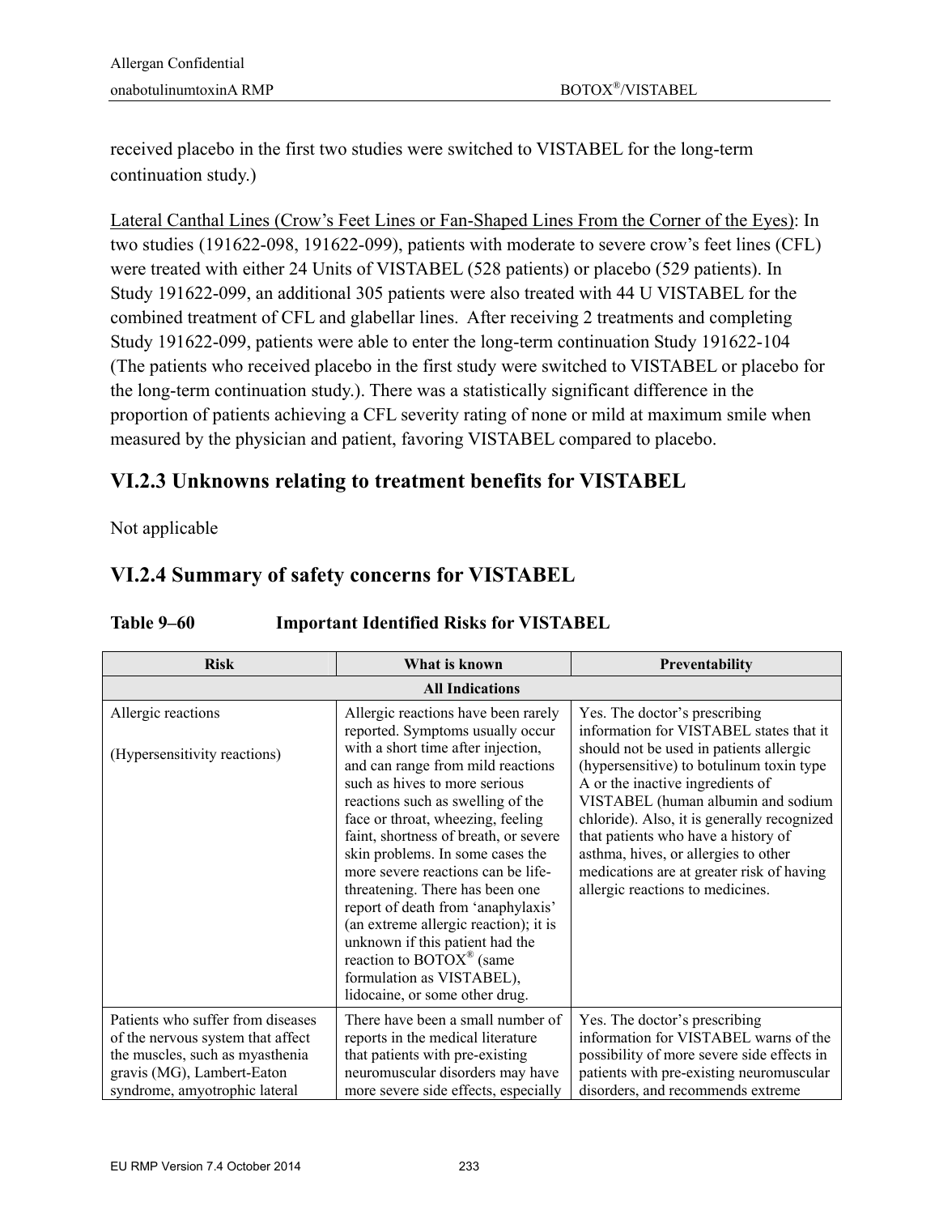received placebo in the first two studies were switched to VISTABEL for the long-term continuation study.)

Lateral Canthal Lines (Crow's Feet Lines or Fan-Shaped Lines From the Corner of the Eyes): In two studies (191622-098, 191622-099), patients with moderate to severe crow's feet lines (CFL) were treated with either 24 Units of VISTABEL (528 patients) or placebo (529 patients). In Study 191622-099, an additional 305 patients were also treated with 44 U VISTABEL for the combined treatment of CFL and glabellar lines. After receiving 2 treatments and completing Study 191622-099, patients were able to enter the long-term continuation Study 191622-104 (The patients who received placebo in the first study were switched to VISTABEL or placebo for the long-term continuation study.). There was a statistically significant difference in the proportion of patients achieving a CFL severity rating of none or mild at maximum smile when measured by the physician and patient, favoring VISTABEL compared to placebo.

## VI.2.3 Unknowns relating to treatment benefits for VISTABEL

Not applicable

## VI.2.4 Summary of safety concerns for VISTABEL

**Table 9–60 Important Identified Risks for VISTABEL**

| Risk | What is known | Preventability |
|---|---|---|
| **All Indications** | | |
| Allergic reactions<br><br>(Hypersensitivity reactions) | Allergic reactions have been rarely reported. Symptoms usually occur with a short time after injection, and can range from mild reactions such as hives to more serious reactions such as swelling of the face or throat, wheezing, feeling faint, shortness of breath, or severe skin problems. In some cases the more severe reactions can be life-threatening. There has been one report of death from 'anaphylaxis' (an extreme allergic reaction); it is unknown if this patient had the reaction to BOTOX® (same formulation as VISTABEL), lidocaine, or some other drug. | Yes. The doctor's prescribing information for VISTABEL states that it should not be used in patients allergic (hypersensitive) to botulinum toxin type A or the inactive ingredients of VISTABEL (human albumin and sodium chloride). Also, it is generally recognized that patients who have a history of asthma, hives, or allergies to other medications are at greater risk of having allergic reactions to medicines. |
| Patients who suffer from diseases of the nervous system that affect the muscles, such as myasthenia gravis (MG), Lambert-Eaton syndrome, amyotrophic lateral | There have been a small number of reports in the medical literature that patients with pre-existing neuromuscular disorders may have more severe side effects, especially | Yes. The doctor's prescribing information for VISTABEL warns of the possibility of more severe side effects in patients with pre-existing neuromuscular disorders, and recommends extreme |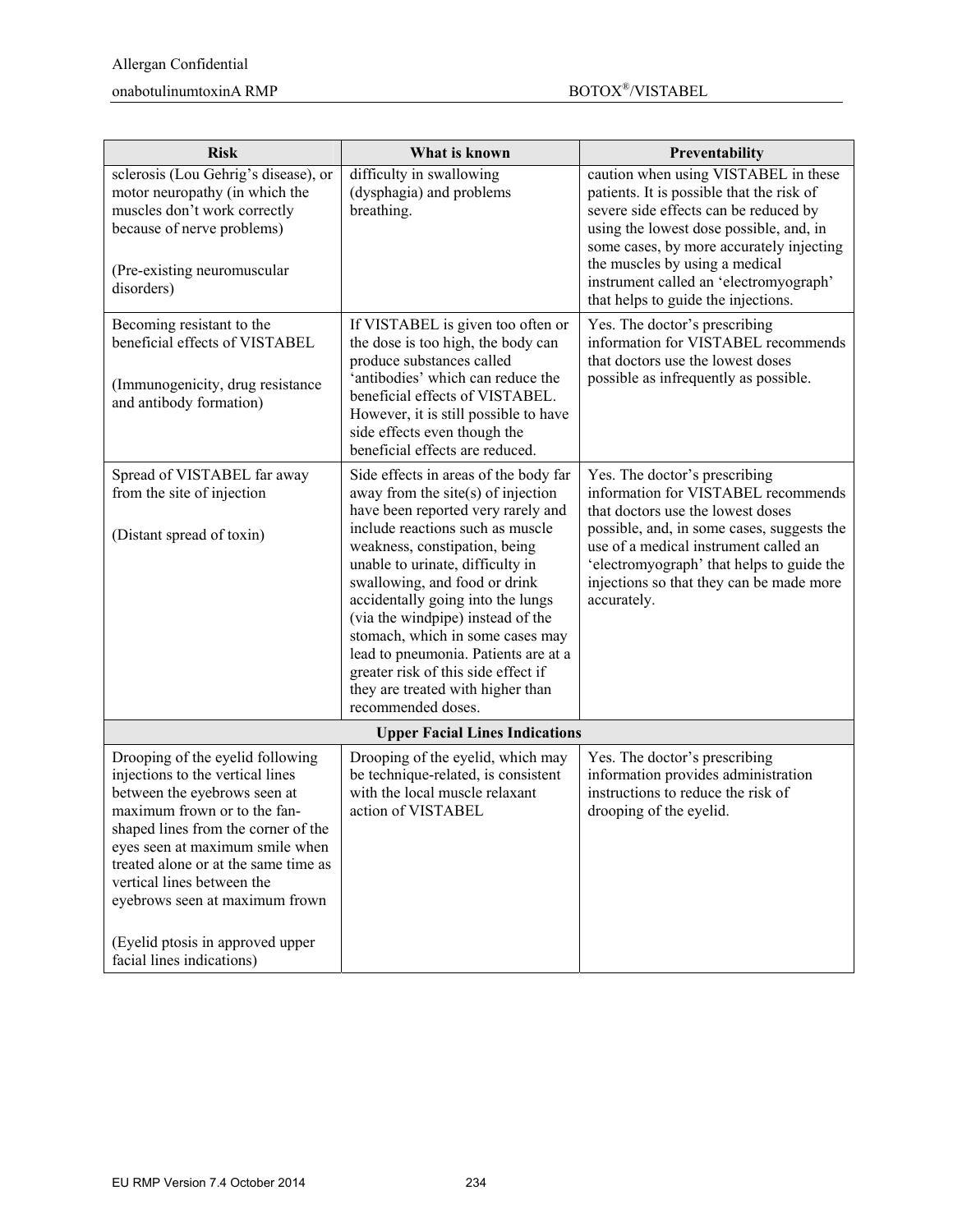| Risk | What is known | Preventability |
|---|---|---|
| sclerosis (Lou Gehrig's disease), or motor neuropathy (in which the muscles don't work correctly because of nerve problems)<br><br>(Pre-existing neuromuscular disorders) | difficulty in swallowing (dysphagia) and problems breathing. | caution when using VISTABEL in these patients. It is possible that the risk of severe side effects can be reduced by using the lowest dose possible, and, in some cases, by more accurately injecting the muscles by using a medical instrument called an 'electromyograph' that helps to guide the injections. |
| Becoming resistant to the beneficial effects of VISTABEL<br><br>(Immunogenicity, drug resistance and antibody formation) | If VISTABEL is given too often or the dose is too high, the body can produce substances called 'antibodies' which can reduce the beneficial effects of VISTABEL. However, it is still possible to have side effects even though the beneficial effects are reduced. | Yes. The doctor's prescribing information for VISTABEL recommends that doctors use the lowest doses possible as infrequently as possible. |
| Spread of VISTABEL far away from the site of injection<br><br>(Distant spread of toxin) | Side effects in areas of the body far away from the site(s) of injection have been reported very rarely and include reactions such as muscle weakness, constipation, being unable to urinate, difficulty in swallowing, and food or drink accidentally going into the lungs (via the windpipe) instead of the stomach, which in some cases may lead to pneumonia. Patients are at a greater risk of this side effect if they are treated with higher than recommended doses. | Yes. The doctor's prescribing information for VISTABEL recommends that doctors use the lowest doses possible, and, in some cases, suggests the use of a medical instrument called an 'electromyograph' that helps to guide the injections so that they can be made more accurately. |
| **Upper Facial Lines Indications** | | |
| Drooping of the eyelid following injections to the vertical lines between the eyebrows seen at maximum frown or to the fan-shaped lines from the corner of the eyes seen at maximum smile when treated alone or at the same time as vertical lines between the eyebrows seen at maximum frown<br><br>(Eyelid ptosis in approved upper facial lines indications) | Drooping of the eyelid, which may be technique-related, is consistent with the local muscle relaxant action of VISTABEL | Yes. The doctor's prescribing information provides administration instructions to reduce the risk of drooping of the eyelid. |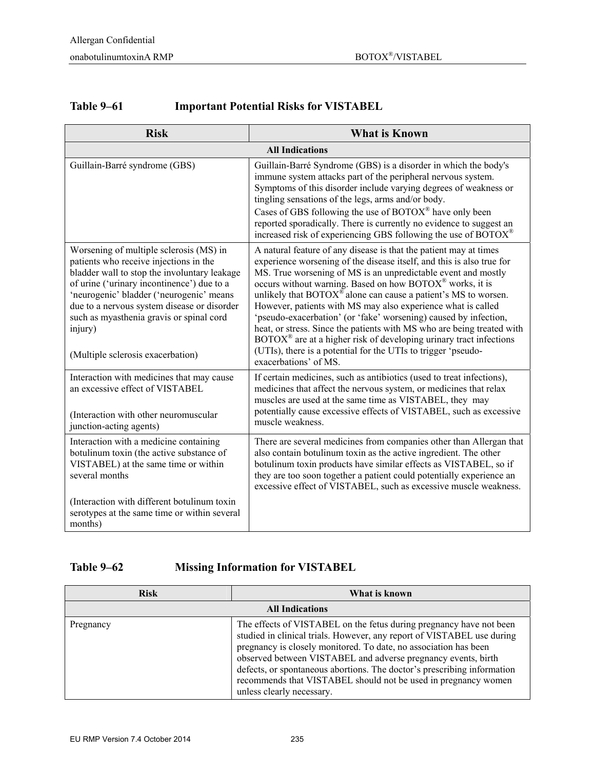**Table 9–61 Important Potential Risks for VISTABEL**

| Risk | What is Known |
|---|---|
| **All Indications** | |
| Guillain-Barré syndrome (GBS) | Guillain-Barré Syndrome (GBS) is a disorder in which the body's immune system attacks part of the peripheral nervous system. Symptoms of this disorder include varying degrees of weakness or tingling sensations of the legs, arms and/or body.<br>Cases of GBS following the use of BOTOX® have only been reported sporadically. There is currently no evidence to suggest an increased risk of experiencing GBS following the use of BOTOX® |
| Worsening of multiple sclerosis (MS) in patients who receive injections in the bladder wall to stop the involuntary leakage of urine ('urinary incontinence') due to a 'neurogenic' bladder ('neurogenic' means due to a nervous system disease or disorder such as myasthenia gravis or spinal cord injury)<br><br>(Multiple sclerosis exacerbation) | A natural feature of any disease is that the patient may at times experience worsening of the disease itself, and this is also true for MS. True worsening of MS is an unpredictable event and mostly occurs without warning. Based on how BOTOX® works, it is unlikely that BOTOX® alone can cause a patient's MS to worsen. However, patients with MS may also experience what is called 'pseudo-exacerbation' (or 'fake' worsening) caused by infection, heat, or stress. Since the patients with MS who are being treated with BOTOX® are at a higher risk of developing urinary tract infections (UTIs), there is a potential for the UTIs to trigger 'pseudo-exacerbations' of MS. |
| Interaction with medicines that may cause an excessive effect of VISTABEL<br><br>(Interaction with other neuromuscular junction-acting agents) | If certain medicines, such as antibiotics (used to treat infections), medicines that affect the nervous system, or medicines that relax muscles are used at the same time as VISTABEL, they may potentially cause excessive effects of VISTABEL, such as excessive muscle weakness. |
| Interaction with a medicine containing botulinum toxin (the active substance of VISTABEL) at the same time or within several months<br><br>(Interaction with different botulinum toxin serotypes at the same time or within several months) | There are several medicines from companies other than Allergan that also contain botulinum toxin as the active ingredient. The other botulinum toxin products have similar effects as VISTABEL, so if they are too soon together a patient could potentially experience an excessive effect of VISTABEL, such as excessive muscle weakness. |

**Table 9–62 Missing Information for VISTABEL**

| Risk | What is known |
|---|---|
| **All Indications** | |
| Pregnancy | The effects of VISTABEL on the fetus during pregnancy have not been studied in clinical trials. However, any report of VISTABEL use during pregnancy is closely monitored. To date, no association has been observed between VISTABEL and adverse pregnancy events, birth defects, or spontaneous abortions. The doctor's prescribing information recommends that VISTABEL should not be used in pregnancy women unless clearly necessary. |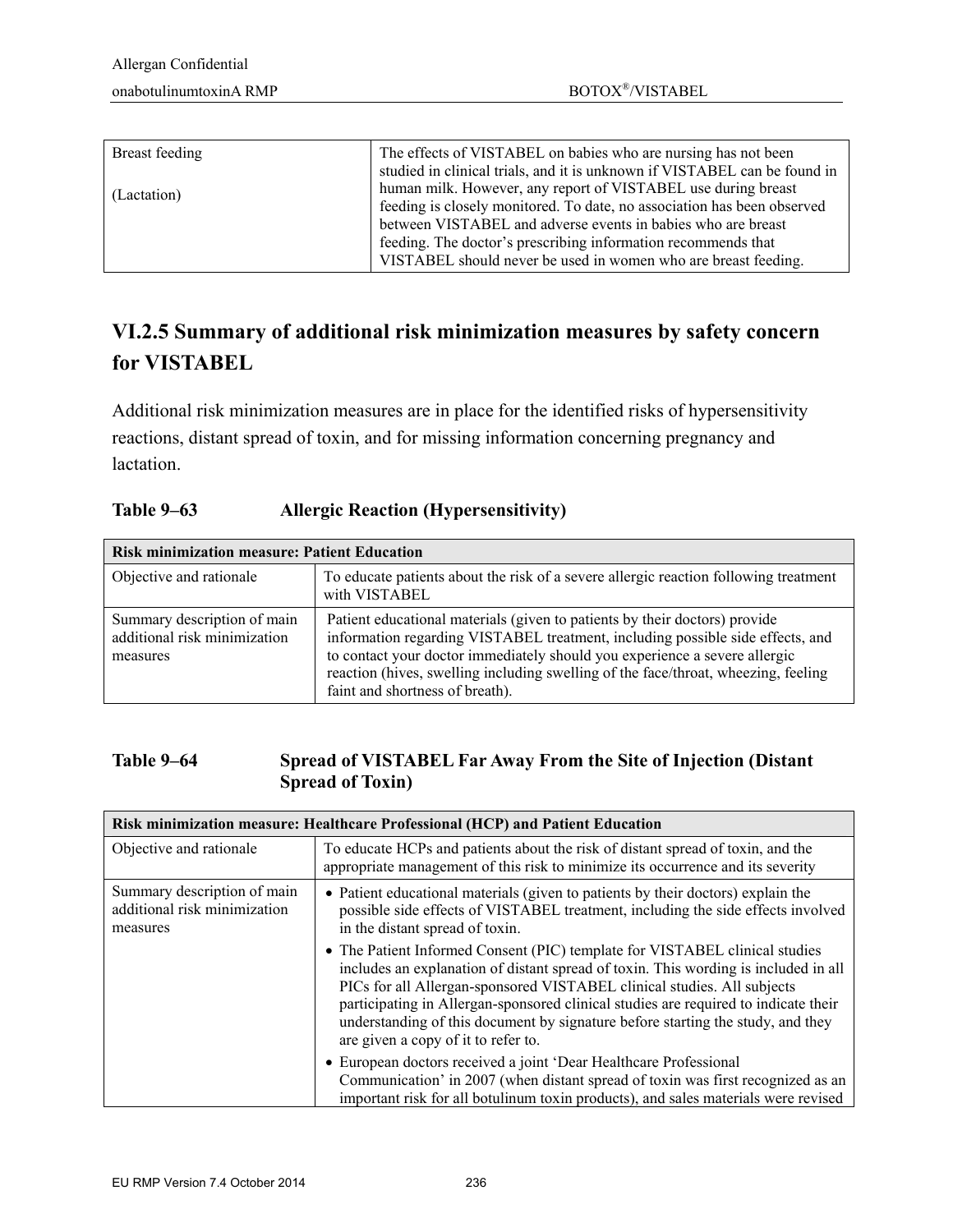| Breast feeding (Lactation) | The effects of VISTABEL on babies who are nursing has not been studied in clinical trials, and it is unknown if VISTABEL can be found in human milk. However, any report of VISTABEL use during breast feeding is closely monitored. To date, no association has been observed between VISTABEL and adverse events in babies who are breast feeding. The doctor's prescribing information recommends that VISTABEL should never be used in women who are breast feeding. |
|---|---|

## VI.2.5 Summary of additional risk minimization measures by safety concern for VISTABEL

Additional risk minimization measures are in place for the identified risks of hypersensitivity reactions, distant spread of toxin, and for missing information concerning pregnancy and lactation.

**Table 9–63 Allergic Reaction (Hypersensitivity)**

| **Risk minimization measure: Patient Education** | |
|---|---|
| Objective and rationale | To educate patients about the risk of a severe allergic reaction following treatment with VISTABEL |
| Summary description of main additional risk minimization measures | Patient educational materials (given to patients by their doctors) provide information regarding VISTABEL treatment, including possible side effects, and to contact your doctor immediately should you experience a severe allergic reaction (hives, swelling including swelling of the face/throat, wheezing, feeling faint and shortness of breath). |

**Table 9–64 Spread of VISTABEL Far Away From the Site of Injection (Distant Spread of Toxin)**

| **Risk minimization measure: Healthcare Professional (HCP) and Patient Education** | |
|---|---|
| Objective and rationale | To educate HCPs and patients about the risk of distant spread of toxin, and the appropriate management of this risk to minimize its occurrence and its severity |
| Summary description of main additional risk minimization measures | • Patient educational materials (given to patients by their doctors) explain the possible side effects of VISTABEL treatment, including the side effects involved in the distant spread of toxin.<br>• The Patient Informed Consent (PIC) template for VISTABEL clinical studies includes an explanation of distant spread of toxin. This wording is included in all PICs for all Allergan-sponsored VISTABEL clinical studies. All subjects participating in Allergan-sponsored clinical studies are required to indicate their understanding of this document by signature before starting the study, and they are given a copy of it to refer to.<br>• European doctors received a joint 'Dear Healthcare Professional Communication' in 2007 (when distant spread of toxin was first recognized as an important risk for all botulinum toxin products), and sales materials were revised |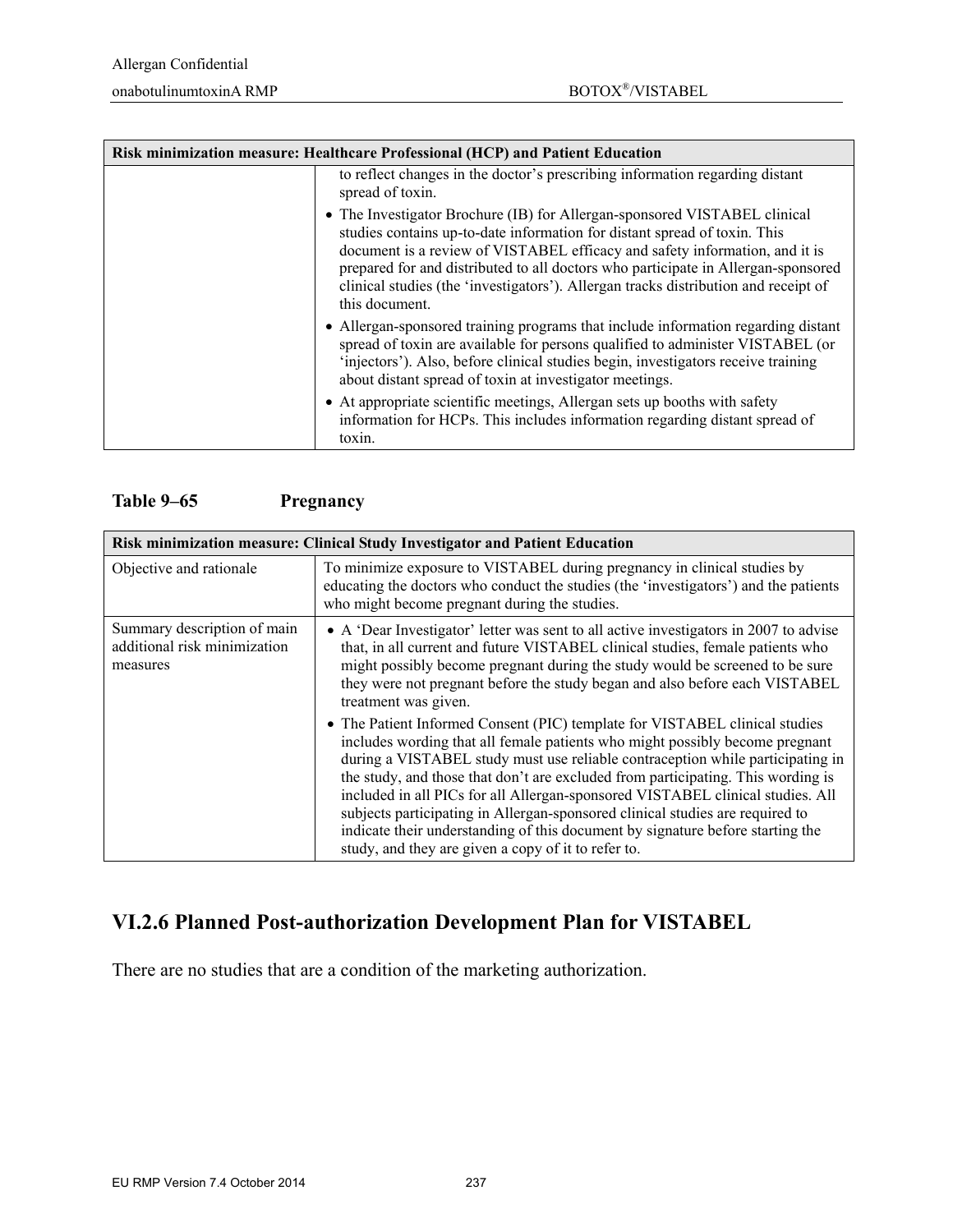| Risk minimization measure: Healthcare Professional (HCP) and Patient Education | |
|---|---|
| | to reflect changes in the doctor's prescribing information regarding distant spread of toxin.<br>• The Investigator Brochure (IB) for Allergan-sponsored VISTABEL clinical studies contains up-to-date information for distant spread of toxin. This document is a review of VISTABEL efficacy and safety information, and it is prepared for and distributed to all doctors who participate in Allergan-sponsored clinical studies (the 'investigators'). Allergan tracks distribution and receipt of this document.<br>• Allergan-sponsored training programs that include information regarding distant spread of toxin are available for persons qualified to administer VISTABEL (or 'injectors'). Also, before clinical studies begin, investigators receive training about distant spread of toxin at investigator meetings.<br>• At appropriate scientific meetings, Allergan sets up booths with safety information for HCPs. This includes information regarding distant spread of toxin. |

**Table 9–65 Pregnancy**

| Risk minimization measure: Clinical Study Investigator and Patient Education | |
|---|---|
| Objective and rationale | To minimize exposure to VISTABEL during pregnancy in clinical studies by educating the doctors who conduct the studies (the 'investigators') and the patients who might become pregnant during the studies. |
| Summary description of main additional risk minimization measures | • A 'Dear Investigator' letter was sent to all active investigators in 2007 to advise that, in all current and future VISTABEL clinical studies, female patients who might possibly become pregnant during the study would be screened to be sure they were not pregnant before the study began and also before each VISTABEL treatment was given.<br>• The Patient Informed Consent (PIC) template for VISTABEL clinical studies includes wording that all female patients who might possibly become pregnant during a VISTABEL study must use reliable contraception while participating in the study, and those that don't are excluded from participating. This wording is included in all PICs for all Allergan-sponsored VISTABEL clinical studies. All subjects participating in Allergan-sponsored clinical studies are required to indicate their understanding of this document by signature before starting the study, and they are given a copy of it to refer to. |

## VI.2.6 Planned Post-authorization Development Plan for VISTABEL

There are no studies that are a condition of the marketing authorization.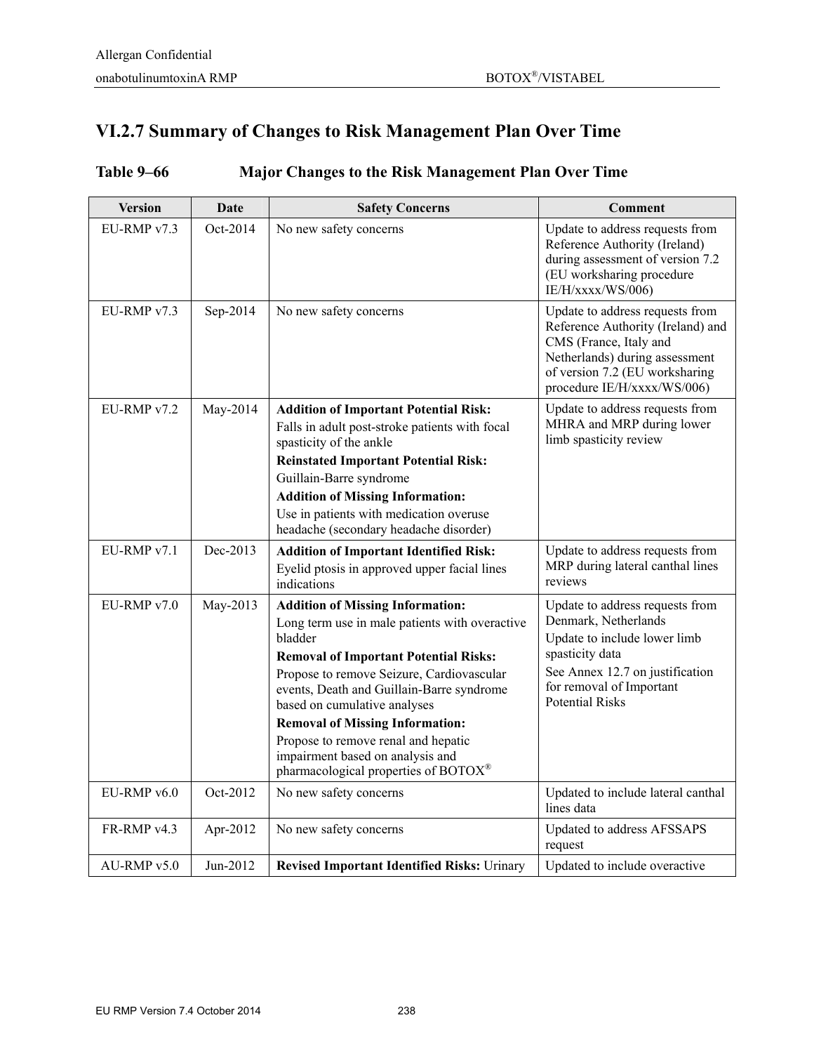## VI.2.7 Summary of Changes to Risk Management Plan Over Time

**Table 9–66 Major Changes to the Risk Management Plan Over Time**

| Version | Date | Safety Concerns | Comment |
|---|---|---|---|
| EU-RMP v7.3 | Oct-2014 | No new safety concerns | Update to address requests from Reference Authority (Ireland) during assessment of version 7.2 (EU worksharing procedure IE/H/xxxx/WS/006) |
| EU-RMP v7.3 | Sep-2014 | No new safety concerns | Update to address requests from Reference Authority (Ireland) and CMS (France, Italy and Netherlands) during assessment of version 7.2 (EU worksharing procedure IE/H/xxxx/WS/006) |
| EU-RMP v7.2 | May-2014 | **Addition of Important Potential Risk:** Falls in adult post-stroke patients with focal spasticity of the ankle<br>**Reinstated Important Potential Risk:** Guillain-Barre syndrome<br>**Addition of Missing Information:** Use in patients with medication overuse headache (secondary headache disorder) | Update to address requests from MHRA and MRP during lower limb spasticity review |
| EU-RMP v7.1 | Dec-2013 | **Addition of Important Identified Risk:** Eyelid ptosis in approved upper facial lines indications | Update to address requests from MRP during lateral canthal lines reviews |
| EU-RMP v7.0 | May-2013 | **Addition of Missing Information:** Long term use in male patients with overactive bladder<br>**Removal of Important Potential Risks:** Propose to remove Seizure, Cardiovascular events, Death and Guillain-Barre syndrome based on cumulative analyses<br>**Removal of Missing Information:** Propose to remove renal and hepatic impairment based on analysis and pharmacological properties of BOTOX® | Update to address requests from Denmark, Netherlands<br>Update to include lower limb spasticity data<br>See Annex 12.7 on justification for removal of Important Potential Risks |
| EU-RMP v6.0 | Oct-2012 | No new safety concerns | Updated to include lateral canthal lines data |
| FR-RMP v4.3 | Apr-2012 | No new safety concerns | Updated to address AFSSAPS request |
| AU-RMP v5.0 | Jun-2012 | **Revised Important Identified Risks:** Urinary | Updated to include overactive |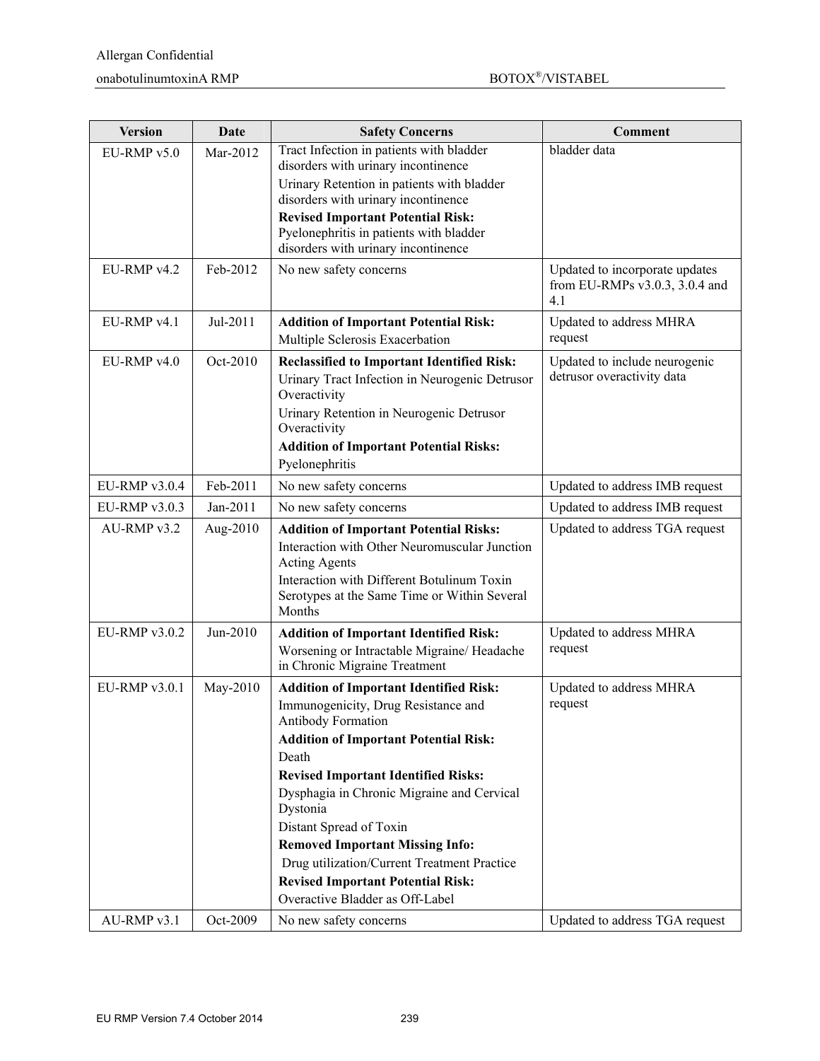| Version | Date | Safety Concerns | Comment |
|---|---|---|---|
| EU-RMP v5.0 | Mar-2012 | Tract Infection in patients with bladder disorders with urinary incontinence<br>Urinary Retention in patients with bladder disorders with urinary incontinence<br>**Revised Important Potential Risk:**<br>Pyelonephritis in patients with bladder disorders with urinary incontinence | bladder data |
| EU-RMP v4.2 | Feb-2012 | No new safety concerns | Updated to incorporate updates from EU-RMPs v3.0.3, 3.0.4 and 4.1 |
| EU-RMP v4.1 | Jul-2011 | **Addition of Important Potential Risk:**<br>Multiple Sclerosis Exacerbation | Updated to address MHRA request |
| EU-RMP v4.0 | Oct-2010 | **Reclassified to Important Identified Risk:**<br>Urinary Tract Infection in Neurogenic Detrusor Overactivity<br>Urinary Retention in Neurogenic Detrusor Overactivity<br>**Addition of Important Potential Risks:**<br>Pyelonephritis | Updated to include neurogenic detrusor overactivity data |
| EU-RMP v3.0.4 | Feb-2011 | No new safety concerns | Updated to address IMB request |
| EU-RMP v3.0.3 | Jan-2011 | No new safety concerns | Updated to address IMB request |
| AU-RMP v3.2 | Aug-2010 | **Addition of Important Potential Risks:**<br>Interaction with Other Neuromuscular Junction Acting Agents<br>Interaction with Different Botulinum Toxin Serotypes at the Same Time or Within Several Months | Updated to address TGA request |
| EU-RMP v3.0.2 | Jun-2010 | **Addition of Important Identified Risk:**<br>Worsening or Intractable Migraine/ Headache in Chronic Migraine Treatment | Updated to address MHRA request |
| EU-RMP v3.0.1 | May-2010 | **Addition of Important Identified Risk:**<br>Immunogenicity, Drug Resistance and Antibody Formation<br>**Addition of Important Potential Risk:**<br>Death<br>**Revised Important Identified Risks:**<br>Dysphagia in Chronic Migraine and Cervical Dystonia<br>Distant Spread of Toxin<br>**Removed Important Missing Info:**<br>Drug utilization/Current Treatment Practice<br>**Revised Important Potential Risk:**<br>Overactive Bladder as Off-Label | Updated to address MHRA request |
| AU-RMP v3.1 | Oct-2009 | No new safety concerns | Updated to address TGA request |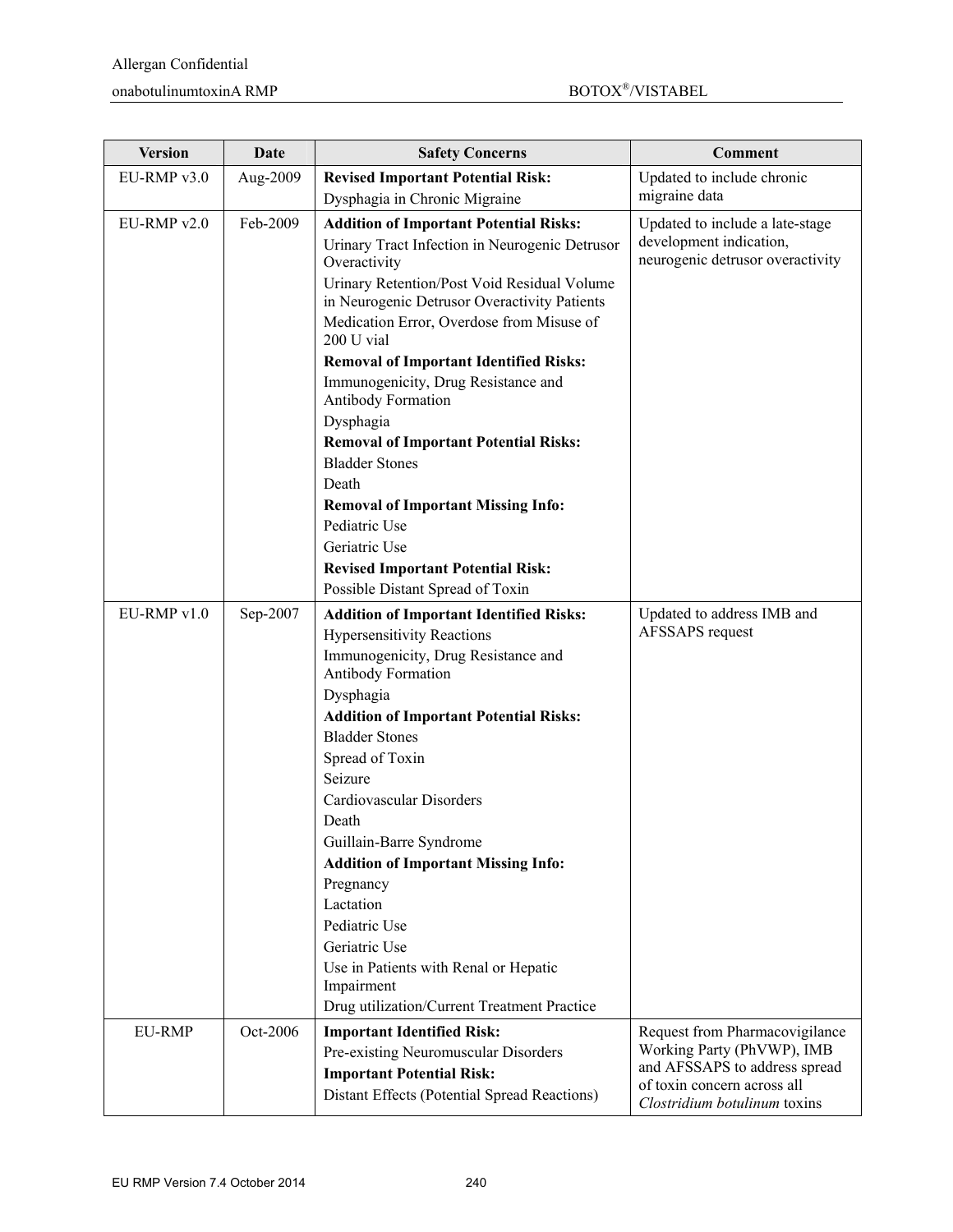| Version | Date | Safety Concerns | Comment |
|---|---|---|---|
| EU-RMP v3.0 | Aug-2009 | **Revised Important Potential Risk:**<br>Dysphagia in Chronic Migraine | Updated to include chronic migraine data |
| EU-RMP v2.0 | Feb-2009 | **Addition of Important Potential Risks:**<br>Urinary Tract Infection in Neurogenic Detrusor Overactivity<br>Urinary Retention/Post Void Residual Volume in Neurogenic Detrusor Overactivity Patients<br>Medication Error, Overdose from Misuse of 200 U vial<br>**Removal of Important Identified Risks:**<br>Immunogenicity, Drug Resistance and Antibody Formation<br>Dysphagia<br>**Removal of Important Potential Risks:**<br>Bladder Stones<br>Death<br>**Removal of Important Missing Info:**<br>Pediatric Use<br>Geriatric Use<br>**Revised Important Potential Risk:**<br>Possible Distant Spread of Toxin | Updated to include a late-stage development indication, neurogenic detrusor overactivity |
| EU-RMP v1.0 | Sep-2007 | **Addition of Important Identified Risks:**<br>Hypersensitivity Reactions<br>Immunogenicity, Drug Resistance and Antibody Formation<br>Dysphagia<br>**Addition of Important Potential Risks:**<br>Bladder Stones<br>Spread of Toxin<br>Seizure<br>Cardiovascular Disorders<br>Death<br>Guillain-Barre Syndrome<br>**Addition of Important Missing Info:**<br>Pregnancy<br>Lactation<br>Pediatric Use<br>Geriatric Use<br>Use in Patients with Renal or Hepatic Impairment<br>Drug utilization/Current Treatment Practice | Updated to address IMB and AFSSAPS request |
| EU-RMP | Oct-2006 | **Important Identified Risk:**<br>Pre-existing Neuromuscular Disorders<br>**Important Potential Risk:**<br>Distant Effects (Potential Spread Reactions) | Request from Pharmacovigilance Working Party (PhVWP), IMB and AFSSAPS to address spread of toxin concern across all *Clostridium botulinum* toxins |